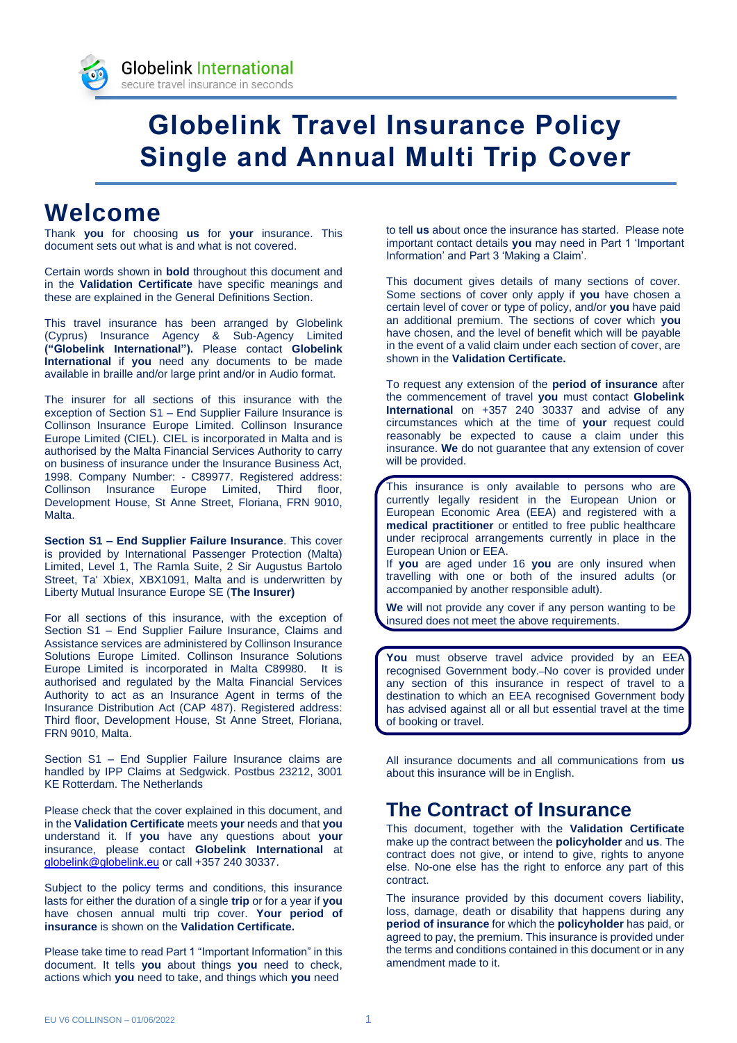Globelink International
secure travel insurance in seconds

# Globelink Travel Insurance Policy Single and Annual Multi Trip Cover

## Welcome

Thank **you** for choosing **us** for **your** insurance. This document sets out what is and what is not covered.

Certain words shown in **bold** throughout this document and in the **Validation Certificate** have specific meanings and these are explained in the General Definitions Section.

This travel insurance has been arranged by Globelink (Cyprus) Insurance Agency & Sub-Agency Limited **("Globelink International").** Please contact **Globelink International** if **you** need any documents to be made available in braille and/or large print and/or in Audio format.

The insurer for all sections of this insurance with the exception of Section S1 – End Supplier Failure Insurance is Collinson Insurance Europe Limited. Collinson Insurance Europe Limited (CIEL). CIEL is incorporated in Malta and is authorised by the Malta Financial Services Authority to carry on business of insurance under the Insurance Business Act, 1998. Company Number: - C89977. Registered address: Collinson Insurance Europe Limited, Third floor, Development House, St Anne Street, Floriana, FRN 9010, Malta.

**Section S1 – End Supplier Failure Insurance**. This cover is provided by International Passenger Protection (Malta) Limited, Level 1, The Ramla Suite, 2 Sir Augustus Bartolo Street, Ta' Xbiex, XBX1091, Malta and is underwritten by Liberty Mutual Insurance Europe SE (**The Insurer)**

For all sections of this insurance, with the exception of Section S1 – End Supplier Failure Insurance, Claims and Assistance services are administered by Collinson Insurance Solutions Europe Limited. Collinson Insurance Solutions Europe Limited is incorporated in Malta C89980. It is authorised and regulated by the Malta Financial Services Authority to act as an Insurance Agent in terms of the Insurance Distribution Act (CAP 487). Registered address: Third floor, Development House, St Anne Street, Floriana, FRN 9010, Malta.

Section S1 – End Supplier Failure Insurance claims are handled by IPP Claims at Sedgwick. Postbus 23212, 3001 KE Rotterdam. The Netherlands

Please check that the cover explained in this document, and in the **Validation Certificate** meets **your** needs and that **you** understand it. If **you** have any questions about **your** insurance, please contact **Globelink International** at globelink@globelink.eu or call +357 240 30337.

Subject to the policy terms and conditions, this insurance lasts for either the duration of a single **trip** or for a year if **you** have chosen annual multi trip cover. **Your period of insurance** is shown on the **Validation Certificate.**

Please take time to read Part 1 "Important Information" in this document. It tells **you** about things **you** need to check, actions which **you** need to take, and things which **you** need to tell **us** about once the insurance has started. Please note important contact details **you** may need in Part 1 'Important Information' and Part 3 'Making a Claim'.

This document gives details of many sections of cover. Some sections of cover only apply if **you** have chosen a certain level of cover or type of policy, and/or **you** have paid an additional premium. The sections of cover which **you** have chosen, and the level of benefit which will be payable in the event of a valid claim under each section of cover, are shown in the **Validation Certificate.**

To request any extension of the **period of insurance** after the commencement of travel **you** must contact **Globelink International** on +357 240 30337 and advise of any circumstances which at the time of **your** request could reasonably be expected to cause a claim under this insurance. **We** do not guarantee that any extension of cover will be provided.

This insurance is only available to persons who are currently legally resident in the European Union or European Economic Area (EEA) and registered with a **medical practitioner** or entitled to free public healthcare under reciprocal arrangements currently in place in the European Union or EEA.
If **you** are aged under 16 **you** are only insured when travelling with one or both of the insured adults (or accompanied by another responsible adult).
**We** will not provide any cover if any person wanting to be insured does not meet the above requirements.

**You** must observe travel advice provided by an EEA recognised Government body.–No cover is provided under any section of this insurance in respect of travel to a destination to which an EEA recognised Government body has advised against all or all but essential travel at the time of booking or travel.

All insurance documents and all communications from **us** about this insurance will be in English.

## The Contract of Insurance

This document, together with the **Validation Certificate** make up the contract between the **policyholder** and **us**. The contract does not give, or intend to give, rights to anyone else. No-one else has the right to enforce any part of this contract.

The insurance provided by this document covers liability, loss, damage, death or disability that happens during any **period of insurance** for which the **policyholder** has paid, or agreed to pay, the premium. This insurance is provided under the terms and conditions contained in this document or in any amendment made to it.

EU V6 COLLINSON – 01/06/2022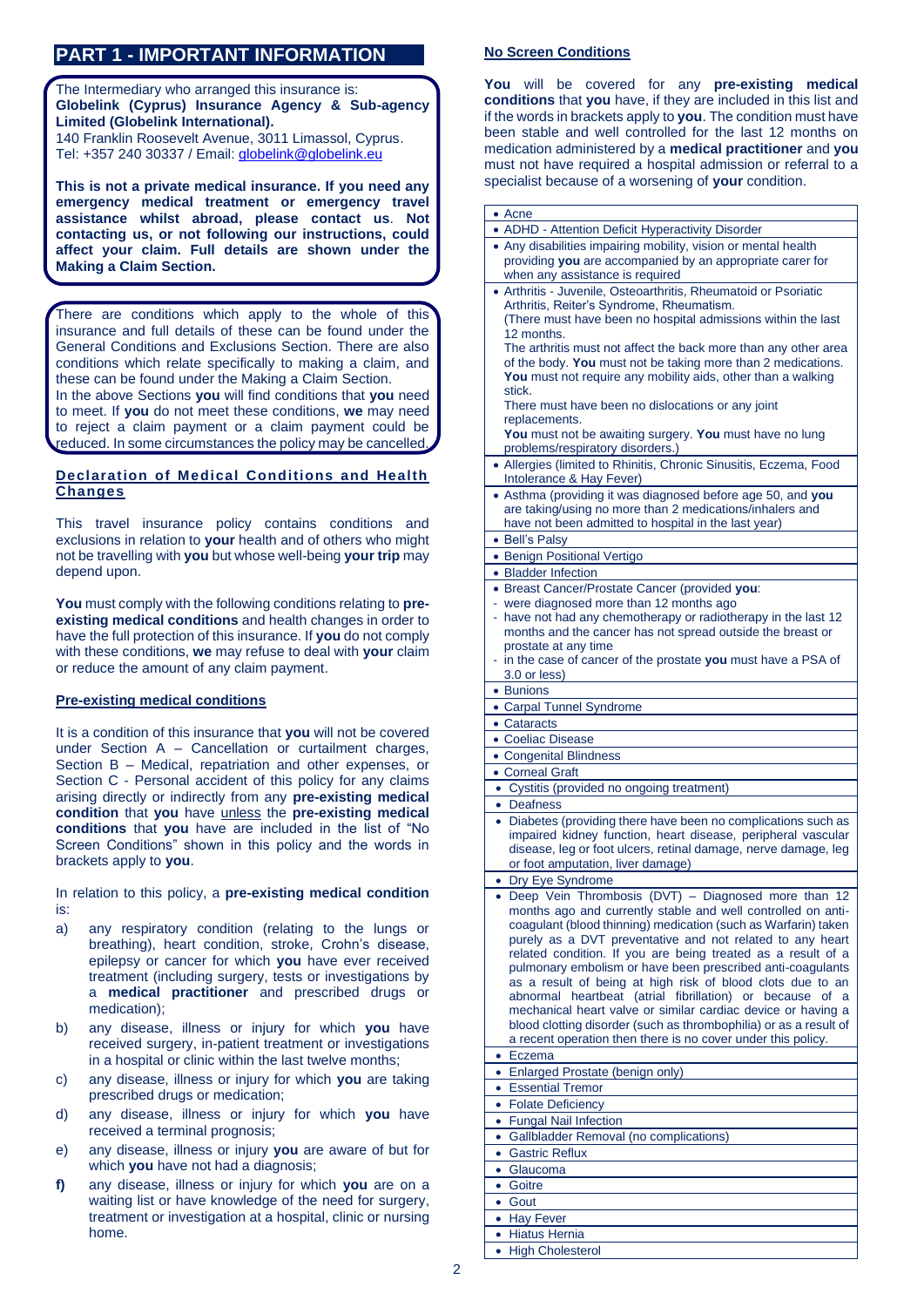# PART 1 - IMPORTANT INFORMATION

The Intermediary who arranged this insurance is:
**Globelink (Cyprus) Insurance Agency & Sub-agency Limited (Globelink International).**
140 Franklin Roosevelt Avenue, 3011 Limassol, Cyprus.
Tel: +357 240 30337 / Email: globelink@globelink.eu

**This is not a private medical insurance. If you need any emergency medical treatment or emergency travel assistance whilst abroad, please contact us. Not contacting us, or not following our instructions, could affect your claim. Full details are shown under the Making a Claim Section.**

There are conditions which apply to the whole of this insurance and full details of these can be found under the General Conditions and Exclusions Section. There are also conditions which relate specifically to making a claim, and these can be found under the Making a Claim Section.
In the above Sections **you** will find conditions that **you** need to meet. If **you** do not meet these conditions, **we** may need to reject a claim payment or a claim payment could be reduced. In some circumstances the policy may be cancelled.

## Declaration of Medical Conditions and Health Changes

This travel insurance policy contains conditions and exclusions in relation to **your** health and of others who might not be travelling with **you** but whose well-being **your trip** may depend upon.

**You** must comply with the following conditions relating to **pre-existing medical conditions** and health changes in order to have the full protection of this insurance. If **you** do not comply with these conditions, **we** may refuse to deal with **your** claim or reduce the amount of any claim payment.

### Pre-existing medical conditions

It is a condition of this insurance that **you** will not be covered under Section A – Cancellation or curtailment charges, Section B – Medical, repatriation and other expenses, or Section C - Personal accident of this policy for any claims arising directly or indirectly from any **pre-existing medical condition** that **you** have unless the **pre-existing medical conditions** that **you** have are included in the list of "No Screen Conditions" shown in this policy and the words in brackets apply to **you**.

In relation to this policy, a **pre-existing medical condition** is:

a) any respiratory condition (relating to the lungs or breathing), heart condition, stroke, Crohn's disease, epilepsy or cancer for which **you** have ever received treatment (including surgery, tests or investigations by a **medical practitioner** and prescribed drugs or medication);
b) any disease, illness or injury for which **you** have received surgery, in-patient treatment or investigations in a hospital or clinic within the last twelve months;
c) any disease, illness or injury for which **you** are taking prescribed drugs or medication;
d) any disease, illness or injury for which **you** have received a terminal prognosis;
e) any disease, illness or injury **you** are aware of but for which **you** have not had a diagnosis;
**f)** any disease, illness or injury for which **you** are on a waiting list or have knowledge of the need for surgery, treatment or investigation at a hospital, clinic or nursing home.

### No Screen Conditions

**You** will be covered for any **pre-existing medical conditions** that **you** have, if they are included in this list and if the words in brackets apply to **you**. The condition must have been stable and well controlled for the last 12 months on medication administered by a **medical practitioner** and **you** must not have required a hospital admission or referral to a specialist because of a worsening of **your** condition.

| |
|---|
| • Acne |
| • ADHD - Attention Deficit Hyperactivity Disorder |
| • Any disabilities impairing mobility, vision or mental health providing **you** are accompanied by an appropriate carer for when any assistance is required |
| • Arthritis - Juvenile, Osteoarthritis, Rheumatoid or Psoriatic Arthritis, Reiter's Syndrome, Rheumatism. (There must have been no hospital admissions within the last 12 months. The arthritis must not affect the back more than any other area of the body. **You** must not be taking more than 2 medications. **You** must not require any mobility aids, other than a walking stick. There must have been no dislocations or any joint replacements. **You** must not be awaiting surgery. **You** must have no lung problems/respiratory disorders.) |
| • Allergies (limited to Rhinitis, Chronic Sinusitis, Eczema, Food Intolerance & Hay Fever) |
| • Asthma (providing it was diagnosed before age 50, and **you** are taking/using no more than 2 medications/inhalers and have not been admitted to hospital in the last year) |
| • Bell's Palsy |
| • Benign Positional Vertigo |
| • Bladder Infection |
| • Breast Cancer/Prostate Cancer (provided **you**: - were diagnosed more than 12 months ago - have not had any chemotherapy or radiotherapy in the last 12 months and the cancer has not spread outside the breast or prostate at any time - in the case of cancer of the prostate **you** must have a PSA of 3.0 or less) |
| • Bunions |
| • Carpal Tunnel Syndrome |
| • Cataracts |
| • Coeliac Disease |
| • Congenital Blindness |
| • Corneal Graft |
| • Cystitis (provided no ongoing treatment) |
| • Deafness |
| • Diabetes (providing there have been no complications such as impaired kidney function, heart disease, peripheral vascular disease, leg or foot ulcers, retinal damage, nerve damage, leg or foot amputation, liver damage) |
| • Dry Eye Syndrome |
| • Deep Vein Thrombosis (DVT) – Diagnosed more than 12 months ago and currently stable and well controlled on anti-coagulant (blood thinning) medication (such as Warfarin) taken purely as a DVT preventative and not related to any heart related condition. If you are being treated as a result of a pulmonary embolism or have been prescribed anti-coagulants as a result of being at high risk of blood clots due to an abnormal heartbeat (atrial fibrillation) or because of a mechanical heart valve or similar cardiac device or having a blood clotting disorder (such as thrombophilia) or as a result of a recent operation then there is no cover under this policy. |
| • Eczema |
| • Enlarged Prostate (benign only) |
| • Essential Tremor |
| • Folate Deficiency |
| • Fungal Nail Infection |
| • Gallbladder Removal (no complications) |
| • Gastric Reflux |
| • Glaucoma |
| • Goitre |
| • Gout |
| • Hay Fever |
| • Hiatus Hernia |
| • High Cholesterol |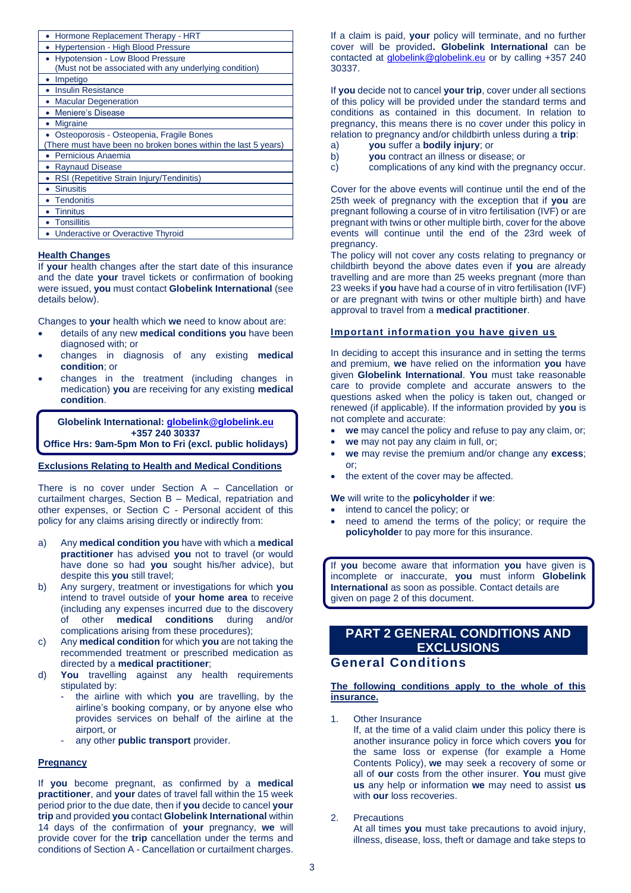| |
|---|
| • Hormone Replacement Therapy - HRT |
| • Hypertension - High Blood Pressure |
| • Hypotension - Low Blood Pressure (Must not be associated with any underlying condition) |
| • Impetigo |
| • Insulin Resistance |
| • Macular Degeneration |
| • Meniere's Disease |
| • Migraine |
| • Osteoporosis - Osteopenia, Fragile Bones (There must have been no broken bones within the last 5 years) |
| • Pernicious Anaemia |
| • Raynaud Disease |
| • RSI (Repetitive Strain Injury/Tendinitis) |
| • Sinusitis |
| • Tendonitis |
| • Tinnitus |
| • Tonsillitis |
| • Underactive or Overactive Thyroid |

**Health Changes**

If **your** health changes after the start date of this insurance and the date **your** travel tickets or confirmation of booking were issued, **you** must contact **Globelink International** (see details below).

Changes to **your** health which **we** need to know about are:

- details of any new **medical conditions you** have been diagnosed with; or
- changes in diagnosis of any existing **medical condition**; or
- changes in the treatment (including changes in medication) **you** are receiving for any existing **medical condition**.

> **Globelink International: globelink@globelink.eu**
> **+357 240 30337**
> **Office Hrs: 9am-5pm Mon to Fri (excl. public holidays)**

**Exclusions Relating to Health and Medical Conditions**

There is no cover under Section A – Cancellation or curtailment charges, Section B – Medical, repatriation and other expenses, or Section C - Personal accident of this policy for any claims arising directly or indirectly from:

a) Any **medical condition you** have with which a **medical practitioner** has advised **you** not to travel (or would have done so had **you** sought his/her advice), but despite this **you** still travel;

b) Any surgery, treatment or investigations for which **you** intend to travel outside of **your home area** to receive (including any expenses incurred due to the discovery of other **medical conditions** during and/or complications arising from these procedures);

c) Any **medical condition** for which **you** are not taking the recommended treatment or prescribed medication as directed by a **medical practitioner**;

d) **You** travelling against any health requirements stipulated by:
   - the airline with which **you** are travelling, by the airline's booking company, or by anyone else who provides services on behalf of the airline at the airport, or
   - any other **public transport** provider.

**Pregnancy**

If **you** become pregnant, as confirmed by a **medical practitioner**, and **your** dates of travel fall within the 15 week period prior to the due date, then if **you** decide to cancel **your trip** and provided **you** contact **Globelink International** within 14 days of the confirmation of **your** pregnancy, **we** will provide cover for the **trip** cancellation under the terms and conditions of Section A - Cancellation or curtailment charges.

If a claim is paid, **your** policy will terminate, and no further cover will be provided**. Globelink International** can be contacted at globelink@globelink.eu or by calling +357 240 30337.

If **you** decide not to cancel **your trip**, cover under all sections of this policy will be provided under the standard terms and conditions as contained in this document. In relation to pregnancy, this means there is no cover under this policy in relation to pregnancy and/or childbirth unless during a **trip**:

a) **you** suffer a **bodily injury**; or
b) **you** contract an illness or disease; or
c) complications of any kind with the pregnancy occur.

Cover for the above events will continue until the end of the 25th week of pregnancy with the exception that if **you** are pregnant following a course of in vitro fertilisation (IVF) or are pregnant with twins or other multiple birth, cover for the above events will continue until the end of the 23rd week of pregnancy.

The policy will not cover any costs relating to pregnancy or childbirth beyond the above dates even if **you** are already travelling and are more than 25 weeks pregnant (more than 23 weeks if **you** have had a course of in vitro fertilisation (IVF) or are pregnant with twins or other multiple birth) and have approval to travel from a **medical practitioner**.

**Important information you have given us**

In deciding to accept this insurance and in setting the terms and premium, **we** have relied on the information **you** have given **Globelink International**. **You** must take reasonable care to provide complete and accurate answers to the questions asked when the policy is taken out, changed or renewed (if applicable). If the information provided by **you** is not complete and accurate:

- **we** may cancel the policy and refuse to pay any claim, or;
- **we** may not pay any claim in full, or;
- **we** may revise the premium and/or change any **excess**; or;
- the extent of the cover may be affected.

**We** will write to the **policyholder** if **we**:

- intend to cancel the policy; or
- need to amend the terms of the policy; or require the **policyholde**r to pay more for this insurance.

> If **you** become aware that information **you** have given is incomplete or inaccurate, **you** must inform **Globelink International** as soon as possible. Contact details are given on page 2 of this document.

# PART 2 GENERAL CONDITIONS AND EXCLUSIONS

## General Conditions

**The following conditions apply to the whole of this insurance.**

1. Other Insurance
   If, at the time of a valid claim under this policy there is another insurance policy in force which covers **you** for the same loss or expense (for example a Home Contents Policy), **we** may seek a recovery of some or all of **our** costs from the other insurer. **You** must give **us** any help or information **we** may need to assist **us** with **our** loss recoveries.

2. Precautions
   At all times **you** must take precautions to avoid injury, illness, disease, loss, theft or damage and take steps to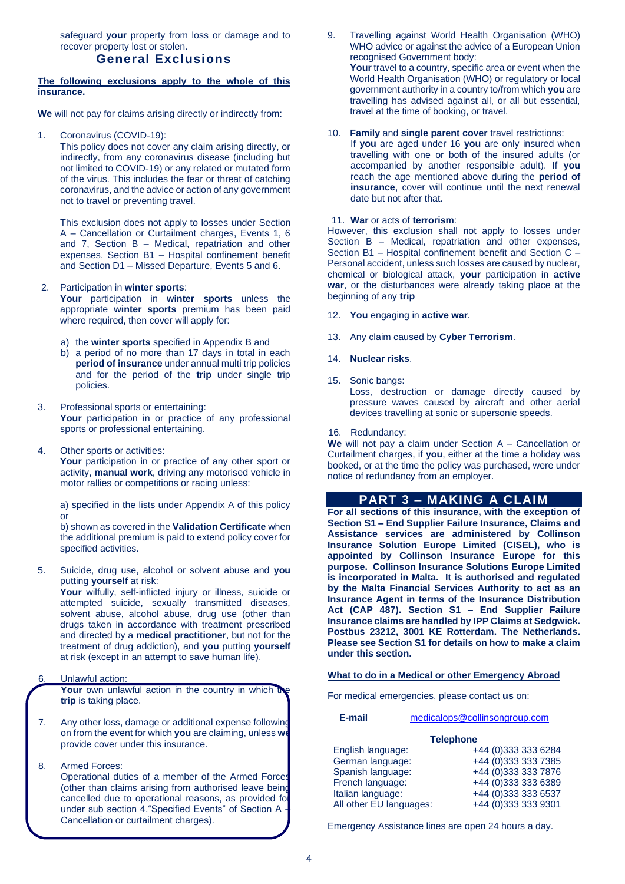safeguard **your** property from loss or damage and to recover property lost or stolen.

## General Exclusions

**The following exclusions apply to the whole of this insurance.**

**We** will not pay for claims arising directly or indirectly from:

1. Coronavirus (COVID-19):
   This policy does not cover any claim arising directly, or indirectly, from any coronavirus disease (including but not limited to COVID-19) or any related or mutated form of the virus. This includes the fear or threat of catching coronavirus, and the advice or action of any government not to travel or preventing travel.

   This exclusion does not apply to losses under Section A – Cancellation or Curtailment charges, Events 1, 6 and 7, Section B – Medical, repatriation and other expenses, Section B1 – Hospital confinement benefit and Section D1 – Missed Departure, Events 5 and 6.

2. Participation in **winter sports**:
   **Your** participation in **winter sports** unless the appropriate **winter sports** premium has been paid where required, then cover will apply for:

   a) the **winter sports** specified in Appendix B and
   b) a period of no more than 17 days in total in each **period of insurance** under annual multi trip policies and for the period of the **trip** under single trip policies.

3. Professional sports or entertaining:
   **Your** participation in or practice of any professional sports or professional entertaining.

4. Other sports or activities:
   **Your** participation in or practice of any other sport or activity, **manual work**, driving any motorised vehicle in motor rallies or competitions or racing unless:

   a) specified in the lists under Appendix A of this policy or
   b) shown as covered in the **Validation Certificate** when the additional premium is paid to extend policy cover for specified activities.

5. Suicide, drug use, alcohol or solvent abuse and **you** putting **yourself** at risk:
   **Your** wilfully, self-inflicted injury or illness, suicide or attempted suicide, sexually transmitted diseases, solvent abuse, alcohol abuse, drug use (other than drugs taken in accordance with treatment prescribed and directed by a **medical practitioner**, but not for the treatment of drug addiction), and **you** putting **yourself** at risk (except in an attempt to save human life).

6. Unlawful action:
   **Your** own unlawful action in the country in which the **trip** is taking place.

7. Any other loss, damage or additional expense following on from the event for which **you** are claiming, unless **we** provide cover under this insurance.

8. Armed Forces:
   Operational duties of a member of the Armed Forces (other than claims arising from authorised leave being cancelled due to operational reasons, as provided for under sub section 4."Specified Events" of Section A – Cancellation or curtailment charges).

9. Travelling against World Health Organisation (WHO) WHO advice or against the advice of a European Union recognised Government body:
   **Your** travel to a country, specific area or event when the World Health Organisation (WHO) or regulatory or local government authority in a country to/from which **you** are travelling has advised against all, or all but essential, travel at the time of booking, or travel.

10. **Family** and **single parent cover** travel restrictions:
    If **you** are aged under 16 **you** are only insured when travelling with one or both of the insured adults (or accompanied by another responsible adult). If **you** reach the age mentioned above during the **period of insurance**, cover will continue until the next renewal date but not after that.

11. **War** or acts of **terrorism**:
    However, this exclusion shall not apply to losses under Section B – Medical, repatriation and other expenses, Section B1 – Hospital confinement benefit and Section C – Personal accident, unless such losses are caused by nuclear, chemical or biological attack, **your** participation in **active war**, or the disturbances were already taking place at the beginning of any **trip**

12. **You** engaging in **active war**.

13. Any claim caused by **Cyber Terrorism**.

14. **Nuclear risks**.

15. Sonic bangs:
    Loss, destruction or damage directly caused by pressure waves caused by aircraft and other aerial devices travelling at sonic or supersonic speeds.

16. Redundancy:
    **We** will not pay a claim under Section A – Cancellation or Curtailment charges, if **you**, either at the time a holiday was booked, or at the time the policy was purchased, were under notice of redundancy from an employer.

# PART 3 – MAKING A CLAIM

**For all sections of this insurance, with the exception of Section S1 – End Supplier Failure Insurance, Claims and Assistance services are administered by Collinson Insurance Solution Europe Limited (CISEL), who is appointed by Collinson Insurance Europe for this purpose. Collinson Insurance Solutions Europe Limited is incorporated in Malta. It is authorised and regulated by the Malta Financial Services Authority to act as an Insurance Agent in terms of the Insurance Distribution Act (CAP 487). Section S1 – End Supplier Failure Insurance claims are handled by IPP Claims at Sedgwick. Postbus 23212, 3001 KE Rotterdam. The Netherlands. Please see Section S1 for details on how to make a claim under this section.**

**What to do in a Medical or other Emergency Abroad**

For medical emergencies, please contact **us** on:

**E-mail** medicalops@collinsongroup.com

| Telephone | |
|---|---|
| English language: | +44 (0)333 333 6284 |
| German language: | +44 (0)333 333 7385 |
| Spanish language: | +44 (0)333 333 7876 |
| French language: | +44 (0)333 333 6389 |
| Italian language: | +44 (0)333 333 6537 |
| All other EU languages: | +44 (0)333 333 9301 |

Emergency Assistance lines are open 24 hours a day.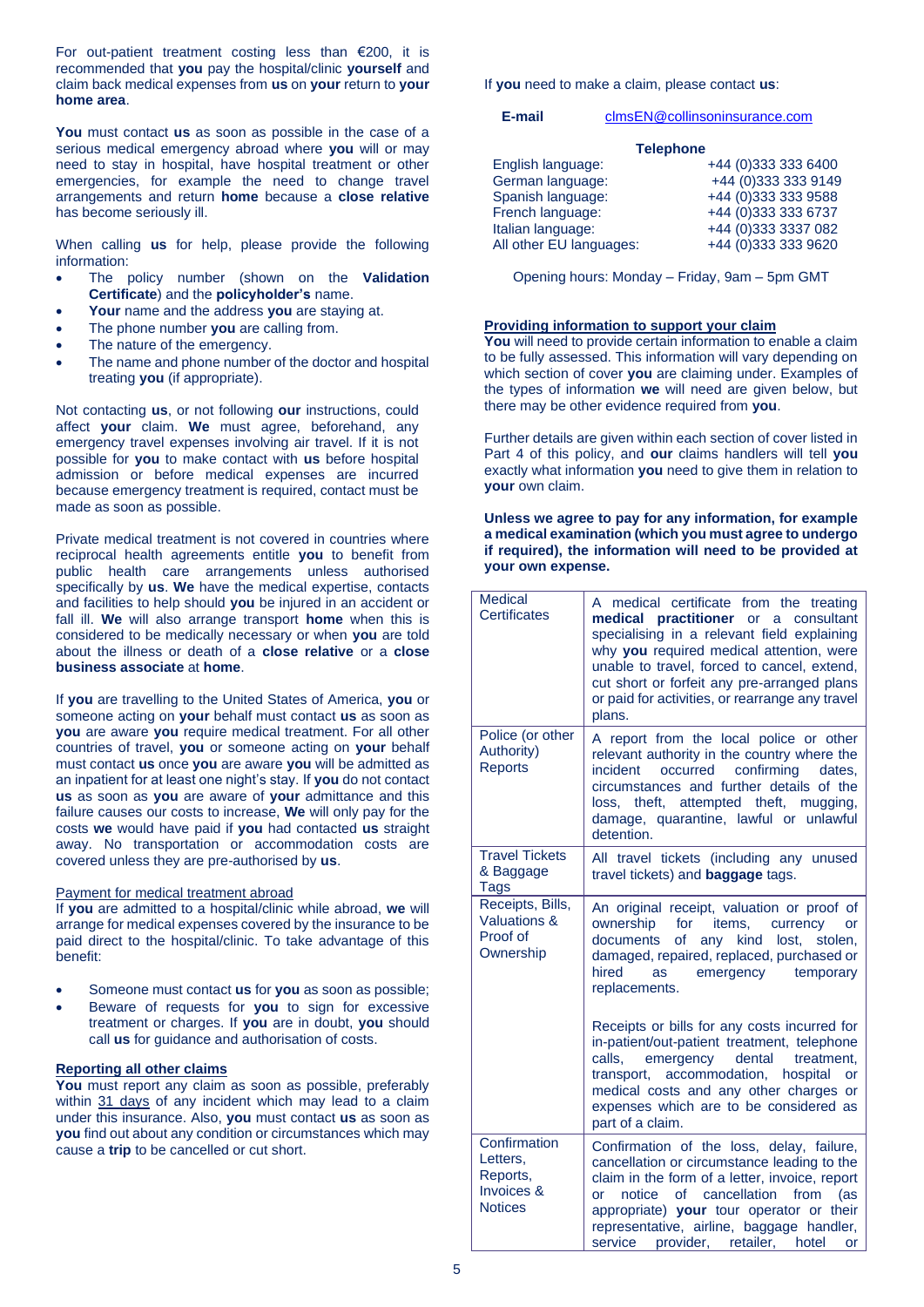For out-patient treatment costing less than €200, it is recommended that **you** pay the hospital/clinic **yourself** and claim back medical expenses from **us** on **your** return to **your home area**.

**You** must contact **us** as soon as possible in the case of a serious medical emergency abroad where **you** will or may need to stay in hospital, have hospital treatment or other emergencies, for example the need to change travel arrangements and return **home** because a **close relative** has become seriously ill.

When calling **us** for help, please provide the following information:

- The policy number (shown on the **Validation Certificate**) and the **policyholder's** name.
- **Your** name and the address **you** are staying at.
- The phone number **you** are calling from.
- The nature of the emergency.
- The name and phone number of the doctor and hospital treating **you** (if appropriate).

Not contacting **us**, or not following **our** instructions, could affect **your** claim. **We** must agree, beforehand, any emergency travel expenses involving air travel. If it is not possible for **you** to make contact with **us** before hospital admission or before medical expenses are incurred because emergency treatment is required, contact must be made as soon as possible.

Private medical treatment is not covered in countries where reciprocal health agreements entitle **you** to benefit from public health care arrangements unless authorised specifically by **us**. **We** have the medical expertise, contacts and facilities to help should **you** be injured in an accident or fall ill. **We** will also arrange transport **home** when this is considered to be medically necessary or when **you** are told about the illness or death of a **close relative** or a **close business associate** at **home**.

If **you** are travelling to the United States of America, **you** or someone acting on **your** behalf must contact **us** as soon as **you** are aware **you** require medical treatment. For all other countries of travel, **you** or someone acting on **your** behalf must contact **us** once **you** are aware **you** will be admitted as an inpatient for at least one night's stay. If **you** do not contact **us** as soon as **you** are aware of **your** admittance and this failure causes our costs to increase, **We** will only pay for the costs **we** would have paid if **you** had contacted **us** straight away. No transportation or accommodation costs are covered unless they are pre-authorised by **us**.

Payment for medical treatment abroad

If **you** are admitted to a hospital/clinic while abroad, **we** will arrange for medical expenses covered by the insurance to be paid direct to the hospital/clinic. To take advantage of this benefit:

- Someone must contact **us** for **you** as soon as possible;
- Beware of requests for **you** to sign for excessive treatment or charges. If **you** are in doubt, **you** should call **us** for guidance and authorisation of costs.

**Reporting all other claims**

**You** must report any claim as soon as possible, preferably within 31 days of any incident which may lead to a claim under this insurance. Also, **you** must contact **us** as soon as **you** find out about any condition or circumstances which may cause a **trip** to be cancelled or cut short.

If **you** need to make a claim, please contact **us**:

**E-mail** clmsEN@collinsoninsurance.com

**Telephone**

| | |
|---|---|
| English language: | +44 (0)333 333 6400 |
| German language: | +44 (0)333 333 9149 |
| Spanish language: | +44 (0)333 333 9588 |
| French language: | +44 (0)333 333 6737 |
| Italian language: | +44 (0)333 3337 082 |
| All other EU languages: | +44 (0)333 333 9620 |

Opening hours: Monday – Friday, 9am – 5pm GMT

**Providing information to support your claim**

**You** will need to provide certain information to enable a claim to be fully assessed. This information will vary depending on which section of cover **you** are claiming under. Examples of the types of information **we** will need are given below, but there may be other evidence required from **you**.

Further details are given within each section of cover listed in Part 4 of this policy, and **our** claims handlers will tell **you** exactly what information **you** need to give them in relation to **your** own claim.

**Unless we agree to pay for any information, for example a medical examination (which you must agree to undergo if required), the information will need to be provided at your own expense.**

| | |
|---|---|
| Medical Certificates | A medical certificate from the treating **medical practitioner** or a consultant specialising in a relevant field explaining why **you** required medical attention, were unable to travel, forced to cancel, extend, cut short or forfeit any pre-arranged plans or paid for activities, or rearrange any travel plans. |
| Police (or other Authority) Reports | A report from the local police or other relevant authority in the country where the incident occurred confirming dates, circumstances and further details of the loss, theft, attempted theft, mugging, damage, quarantine, lawful or unlawful detention. |
| Travel Tickets & Baggage Tags | All travel tickets (including any unused travel tickets) and **baggage** tags. |
| Receipts, Bills, Valuations & Proof of Ownership | An original receipt, valuation or proof of ownership for items, currency or documents of any kind lost, stolen, damaged, repaired, replaced, purchased or hired as emergency temporary replacements.<br><br>Receipts or bills for any costs incurred for in-patient/out-patient treatment, telephone calls, emergency dental treatment, transport, accommodation, hospital or medical costs and any other charges or expenses which are to be considered as part of a claim. |
| Confirmation Letters, Reports, Invoices & Notices | Confirmation of the loss, delay, failure, cancellation or circumstance leading to the claim in the form of a letter, invoice, report or notice of cancellation from (as appropriate) **your** tour operator or their representative, airline, baggage handler, service provider, retailer, hotel or |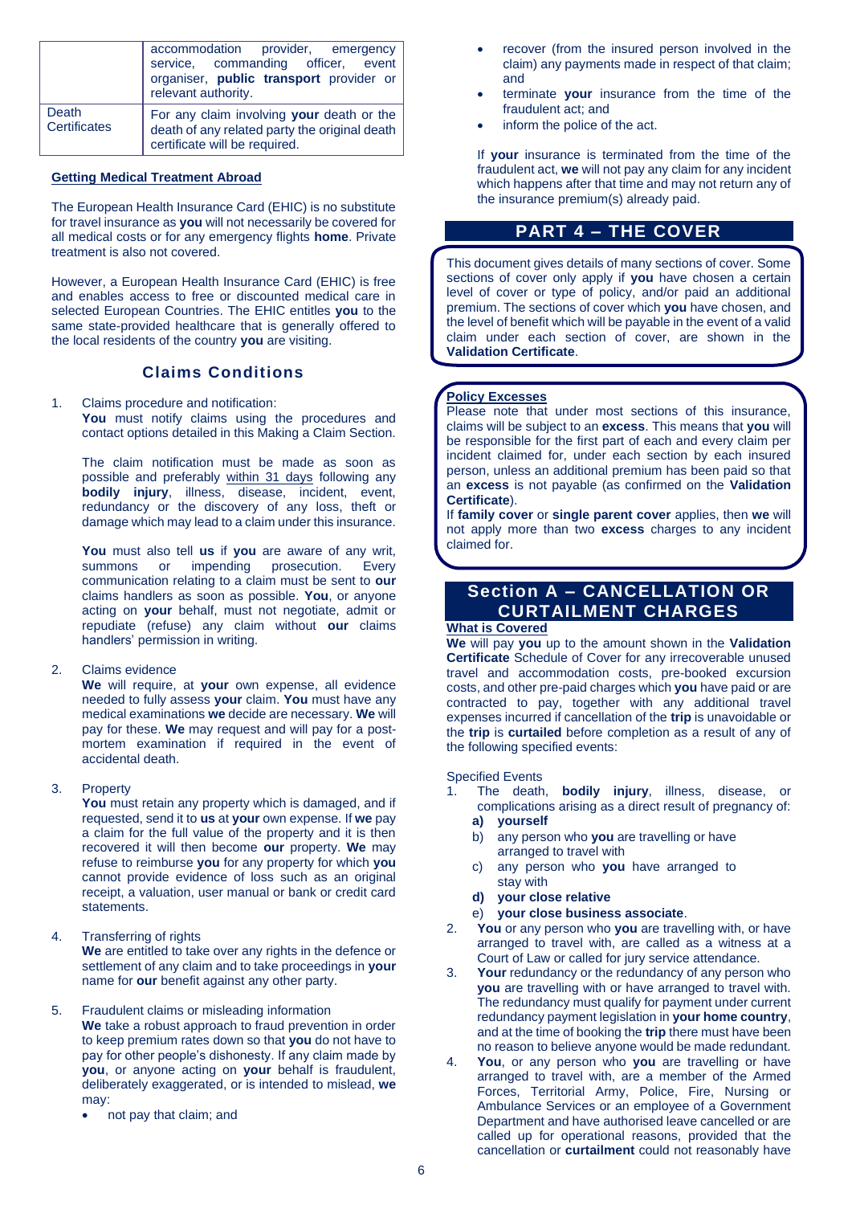| | |
|---|---|
| | accommodation provider, emergency service, commanding officer, event organiser, **public transport** provider or relevant authority. |
| Death Certificates | For any claim involving **your** death or the death of any related party the original death certificate will be required. |

**Getting Medical Treatment Abroad**

The European Health Insurance Card (EHIC) is no substitute for travel insurance as **you** will not necessarily be covered for all medical costs or for any emergency flights **home**. Private treatment is also not covered.

However, a European Health Insurance Card (EHIC) is free and enables access to free or discounted medical care in selected European Countries. The EHIC entitles **you** to the same state-provided healthcare that is generally offered to the local residents of the country **you** are visiting.

## Claims Conditions

1. Claims procedure and notification:
   **You** must notify claims using the procedures and contact options detailed in this Making a Claim Section.

   The claim notification must be made as soon as possible and preferably within 31 days following any **bodily injury**, illness, disease, incident, event, redundancy or the discovery of any loss, theft or damage which may lead to a claim under this insurance.

   **You** must also tell **us** if **you** are aware of any writ, summons or impending prosecution. Every communication relating to a claim must be sent to **our** claims handlers as soon as possible. **You**, or anyone acting on **your** behalf, must not negotiate, admit or repudiate (refuse) any claim without **our** claims handlers' permission in writing.

2. Claims evidence
   **We** will require, at **your** own expense, all evidence needed to fully assess **your** claim. **You** must have any medical examinations **we** decide are necessary. **We** will pay for these. **We** may request and will pay for a post-mortem examination if required in the event of accidental death.

3. Property
   **You** must retain any property which is damaged, and if requested, send it to **us** at **your** own expense. If **we** pay a claim for the full value of the property and it is then recovered it will then become **our** property. **We** may refuse to reimburse **you** for any property for which **you** cannot provide evidence of loss such as an original receipt, a valuation, user manual or bank or credit card statements.

4. Transferring of rights
   **We** are entitled to take over any rights in the defence or settlement of any claim and to take proceedings in **your** name for **our** benefit against any other party.

5. Fraudulent claims or misleading information
   **We** take a robust approach to fraud prevention in order to keep premium rates down so that **you** do not have to pay for other people's dishonesty. If any claim made by **you**, or anyone acting on **your** behalf is fraudulent, deliberately exaggerated, or is intended to mislead, **we** may:
   - not pay that claim; and
   - recover (from the insured person involved in the claim) any payments made in respect of that claim; and
   - terminate **your** insurance from the time of the fraudulent act; and
   - inform the police of the act.

   If **your** insurance is terminated from the time of the fraudulent act, **we** will not pay any claim for any incident which happens after that time and may not return any of the insurance premium(s) already paid.

# PART 4 – THE COVER

This document gives details of many sections of cover. Some sections of cover only apply if **you** have chosen a certain level of cover or type of policy, and/or paid an additional premium. The sections of cover which **you** have chosen, and the level of benefit which will be payable in the event of a valid claim under each section of cover, are shown in the **Validation Certificate**.

**Policy Excesses**
Please note that under most sections of this insurance, claims will be subject to an **excess**. This means that **you** will be responsible for the first part of each and every claim per incident claimed for, under each section by each insured person, unless an additional premium has been paid so that an **excess** is not payable (as confirmed on the **Validation Certificate**).
If **family cover** or **single parent cover** applies, then **we** will not apply more than two **excess** charges to any incident claimed for.

## Section A – CANCELLATION OR CURTAILMENT CHARGES

**What is Covered**
**We** will pay **you** up to the amount shown in the **Validation Certificate** Schedule of Cover for any irrecoverable unused travel and accommodation costs, pre-booked excursion costs, and other pre-paid charges which **you** have paid or are contracted to pay, together with any additional travel expenses incurred if cancellation of the **trip** is unavoidable or the **trip** is **curtailed** before completion as a result of any of the following specified events:

Specified Events
1. The death, **bodily injury**, illness, disease, or complications arising as a direct result of pregnancy of:
   **a) yourself**
   b) any person who **you** are travelling or have arranged to travel with
   c) any person who **you** have arranged to stay with
   **d) your close relative**
   e) **your close business associate**.
2. **You** or any person who **you** are travelling with, or have arranged to travel with, are called as a witness at a Court of Law or called for jury service attendance.
3. **Your** redundancy or the redundancy of any person who **you** are travelling with or have arranged to travel with. The redundancy must qualify for payment under current redundancy payment legislation in **your home country**, and at the time of booking the **trip** there must have been no reason to believe anyone would be made redundant.
4. **You**, or any person who **you** are travelling or have arranged to travel with, are a member of the Armed Forces, Territorial Army, Police, Fire, Nursing or Ambulance Services or an employee of a Government Department and have authorised leave cancelled or are called up for operational reasons, provided that the cancellation or **curtailment** could not reasonably have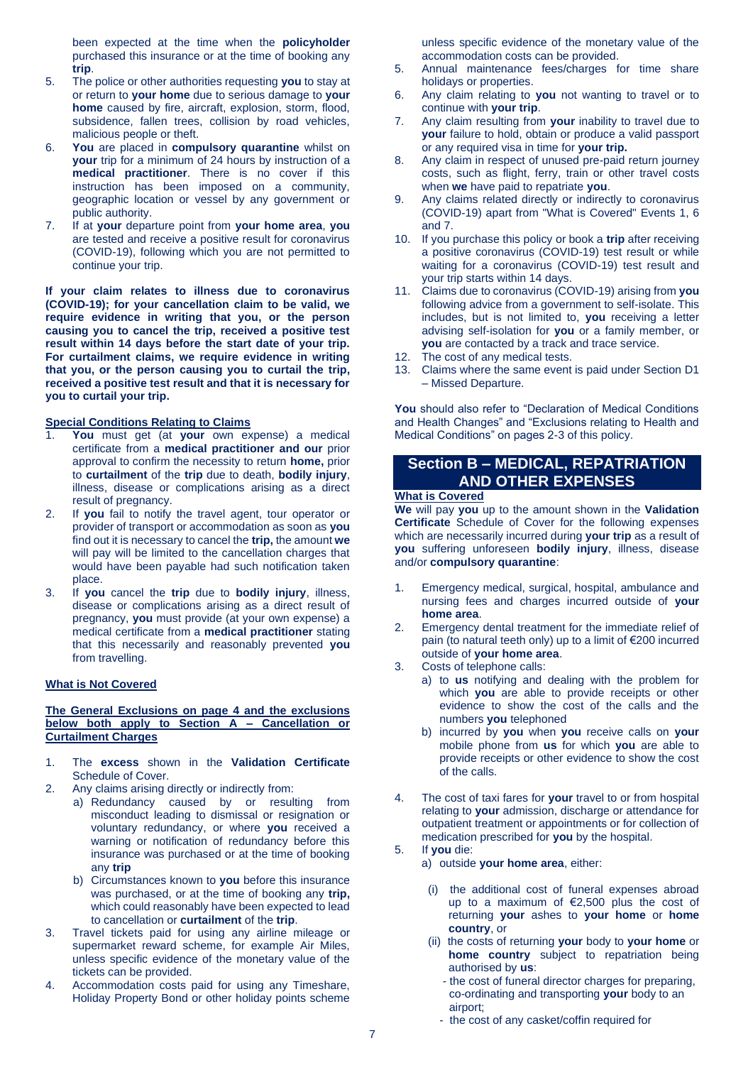been expected at the time when the **policyholder** purchased this insurance or at the time of booking any **trip**.

5. The police or other authorities requesting **you** to stay at or return to **your home** due to serious damage to **your home** caused by fire, aircraft, explosion, storm, flood, subsidence, fallen trees, collision by road vehicles, malicious people or theft.
6. **You** are placed in **compulsory quarantine** whilst on **your** trip for a minimum of 24 hours by instruction of a **medical practitioner**. There is no cover if this instruction has been imposed on a community, geographic location or vessel by any government or public authority.
7. If at **your** departure point from **your home area**, **you** are tested and receive a positive result for coronavirus (COVID-19), following which you are not permitted to continue your trip.

**If your claim relates to illness due to coronavirus (COVID-19); for your cancellation claim to be valid, we require evidence in writing that you, or the person causing you to cancel the trip, received a positive test result within 14 days before the start date of your trip. For curtailment claims, we require evidence in writing that you, or the person causing you to curtail the trip, received a positive test result and that it is necessary for you to curtail your trip.**

**Special Conditions Relating to Claims**

1. **You** must get (at **your** own expense) a medical certificate from a **medical practitioner and our** prior approval to confirm the necessity to return **home,** prior to **curtailment** of the **trip** due to death, **bodily injury**, illness, disease or complications arising as a direct result of pregnancy.
2. If **you** fail to notify the travel agent, tour operator or provider of transport or accommodation as soon as **you** find out it is necessary to cancel the **trip,** the amount **we** will pay will be limited to the cancellation charges that would have been payable had such notification taken place.
3. If **you** cancel the **trip** due to **bodily injury**, illness, disease or complications arising as a direct result of pregnancy, **you** must provide (at your own expense) a medical certificate from a **medical practitioner** stating that this necessarily and reasonably prevented **you** from travelling.

**What is Not Covered**

**The General Exclusions on page 4 and the exclusions below both apply to Section A – Cancellation or Curtailment Charges**

1. The **excess** shown in the **Validation Certificate** Schedule of Cover.
2. Any claims arising directly or indirectly from:
   a) Redundancy caused by or resulting from misconduct leading to dismissal or resignation or voluntary redundancy, or where **you** received a warning or notification of redundancy before this insurance was purchased or at the time of booking any **trip**
   b) Circumstances known to **you** before this insurance was purchased, or at the time of booking any **trip,** which could reasonably have been expected to lead to cancellation or **curtailment** of the **trip**.
3. Travel tickets paid for using any airline mileage or supermarket reward scheme, for example Air Miles, unless specific evidence of the monetary value of the tickets can be provided.
4. Accommodation costs paid for using any Timeshare, Holiday Property Bond or other holiday points scheme unless specific evidence of the monetary value of the accommodation costs can be provided.
5. Annual maintenance fees/charges for time share holidays or properties.
6. Any claim relating to **you** not wanting to travel or to continue with **your trip**.
7. Any claim resulting from **your** inability to travel due to **your** failure to hold, obtain or produce a valid passport or any required visa in time for **your trip.**
8. Any claim in respect of unused pre-paid return journey costs, such as flight, ferry, train or other travel costs when **we** have paid to repatriate **you**.
9. Any claims related directly or indirectly to coronavirus (COVID-19) apart from "What is Covered" Events 1, 6 and 7.
10. If you purchase this policy or book a **trip** after receiving a positive coronavirus (COVID-19) test result or while waiting for a coronavirus (COVID-19) test result and your trip starts within 14 days.
11. Claims due to coronavirus (COVID-19) arising from **you** following advice from a government to self-isolate. This includes, but is not limited to, **you** receiving a letter advising self-isolation for **you** or a family member, or **you** are contacted by a track and trace service.
12. The cost of any medical tests.
13. Claims where the same event is paid under Section D1 – Missed Departure.

**You** should also refer to "Declaration of Medical Conditions and Health Changes" and "Exclusions relating to Health and Medical Conditions" on pages 2-3 of this policy.

## Section B – MEDICAL, REPATRIATION AND OTHER EXPENSES

**What is Covered**

**We** will pay **you** up to the amount shown in the **Validation Certificate** Schedule of Cover for the following expenses which are necessarily incurred during **your trip** as a result of **you** suffering unforeseen **bodily injury**, illness, disease and/or **compulsory quarantine**:

1. Emergency medical, surgical, hospital, ambulance and nursing fees and charges incurred outside of **your home area**.
2. Emergency dental treatment for the immediate relief of pain (to natural teeth only) up to a limit of €200 incurred outside of **your home area**.
3. Costs of telephone calls:
   a) to **us** notifying and dealing with the problem for which **you** are able to provide receipts or other evidence to show the cost of the calls and the numbers **you** telephoned
   b) incurred by **you** when **you** receive calls on **your** mobile phone from **us** for which **you** are able to provide receipts or other evidence to show the cost of the calls.
4. The cost of taxi fares for **your** travel to or from hospital relating to **your** admission, discharge or attendance for outpatient treatment or appointments or for collection of medication prescribed for **you** by the hospital.
5. If **you** die:
   a) outside **your home area**, either:
      (i) the additional cost of funeral expenses abroad up to a maximum of €2,500 plus the cost of returning **your** ashes to **your home** or **home country**, or
      (ii) the costs of returning **your** body to **your home** or **home country** subject to repatriation being authorised by **us**:
      - the cost of funeral director charges for preparing, co-ordinating and transporting **your** body to an airport;
      - the cost of any casket/coffin required for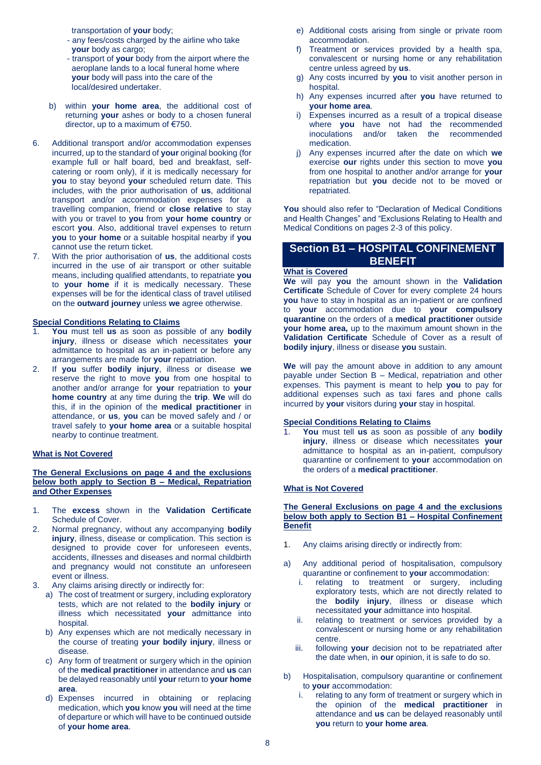transportation of **your** body;
- any fees/costs charged by the airline who take **your** body as cargo;
- transport of **your** body from the airport where the aeroplane lands to a local funeral home where **your** body will pass into the care of the local/desired undertaker.

b) within **your home area**, the additional cost of returning **your** ashes or body to a chosen funeral director, up to a maximum of €750.

6. Additional transport and/or accommodation expenses incurred, up to the standard of **your** original booking (for example full or half board, bed and breakfast, self-catering or room only), if it is medically necessary for **you** to stay beyond **your** scheduled return date. This includes, with the prior authorisation of **us**, additional transport and/or accommodation expenses for a travelling companion, friend or **close relative** to stay with you or travel to **you** from **your home country** or escort **you**. Also, additional travel expenses to return **you** to **your home** or a suitable hospital nearby if **you** cannot use the return ticket.
7. With the prior authorisation of **us**, the additional costs incurred in the use of air transport or other suitable means, including qualified attendants, to repatriate **you** to **your home** if it is medically necessary. These expenses will be for the identical class of travel utilised on the **outward journey** unless **we** agree otherwise.

__Special Conditions Relating to Claims__

1. **You** must tell **us** as soon as possible of any **bodily injury**, illness or disease which necessitates **your** admittance to hospital as an in-patient or before any arrangements are made for **your** repatriation.
2. If **you** suffer **bodily injury**, illness or disease **we** reserve the right to move **you** from one hospital to another and/or arrange for **your** repatriation to **your home country** at any time during the **trip**. **We** will do this, if in the opinion of the **medical practitioner** in attendance, or **us**, **you** can be moved safely and / or travel safely to **your home area** or a suitable hospital nearby to continue treatment.

__What is Not Covered__

__The General Exclusions on page 4 and the exclusions below both apply to Section B – Medical, Repatriation and Other Expenses__

1. The **excess** shown in the **Validation Certificate** Schedule of Cover.
2. Normal pregnancy, without any accompanying **bodily injury**, illness, disease or complication. This section is designed to provide cover for unforeseen events, accidents, illnesses and diseases and normal childbirth and pregnancy would not constitute an unforeseen event or illness.
3. Any claims arising directly or indirectly for:
   a) The cost of treatment or surgery, including exploratory tests, which are not related to the **bodily injury** or illness which necessitated **your** admittance into hospital.
   b) Any expenses which are not medically necessary in the course of treating **your bodily injury**, illness or disease.
   c) Any form of treatment or surgery which in the opinion of the **medical practitioner** in attendance and **us** can be delayed reasonably until **your** return to **your home area**.
   d) Expenses incurred in obtaining or replacing medication, which **you** know **you** will need at the time of departure or which will have to be continued outside of **your home area**.
   e) Additional costs arising from single or private room accommodation.
   f) Treatment or services provided by a health spa, convalescent or nursing home or any rehabilitation centre unless agreed by **us**.
   g) Any costs incurred by **you** to visit another person in hospital.
   h) Any expenses incurred after **you** have returned to **your home area**.
   i) Expenses incurred as a result of a tropical disease where **you** have not had the recommended inoculations and/or taken the recommended medication.
   j) Any expenses incurred after the date on which **we** exercise **our** rights under this section to move **you** from one hospital to another and/or arrange for **your** repatriation but **you** decide not to be moved or repatriated.

**You** should also refer to "Declaration of Medical Conditions and Health Changes" and "Exclusions Relating to Health and Medical Conditions on pages 2-3 of this policy.

## Section B1 – HOSPITAL CONFINEMENT BENEFIT

__What is Covered__

**We** will pay **you** the amount shown in the **Validation Certificate** Schedule of Cover for every complete 24 hours **you** have to stay in hospital as an in-patient or are confined to **your** accommodation due to **your compulsory quarantine** on the orders of a **medical practitioner** outside **your home area,** up to the maximum amount shown in the **Validation Certificate** Schedule of Cover as a result of **bodily injury**, illness or disease **you** sustain.

**We** will pay the amount above in addition to any amount payable under Section B – Medical, repatriation and other expenses. This payment is meant to help **you** to pay for additional expenses such as taxi fares and phone calls incurred by **your** visitors during **your** stay in hospital.

__Special Conditions Relating to Claims__

1. **You** must tell **us** as soon as possible of any **bodily injury**, illness or disease which necessitates **your** admittance to hospital as an in-patient, compulsory quarantine or confinement to **your** accommodation on the orders of a **medical practitioner**.

__What is Not Covered__

__The General Exclusions on page 4 and the exclusions below both apply to Section B1 – Hospital Confinement Benefit__

1. Any claims arising directly or indirectly from:

a) Any additional period of hospitalisation, compulsory quarantine or confinement to **your** accommodation:
   i. relating to treatment or surgery, including exploratory tests, which are not directly related to the **bodily injury**, illness or disease which necessitated **your** admittance into hospital.
   ii. relating to treatment or services provided by a convalescent or nursing home or any rehabilitation centre.
   iii. following **your** decision not to be repatriated after the date when, in **our** opinion, it is safe to do so.

b) Hospitalisation, compulsory quarantine or confinement to **your** accommodation:
   i. relating to any form of treatment or surgery which in the opinion of the **medical practitioner** in attendance and **us** can be delayed reasonably until **you** return to **your home area**.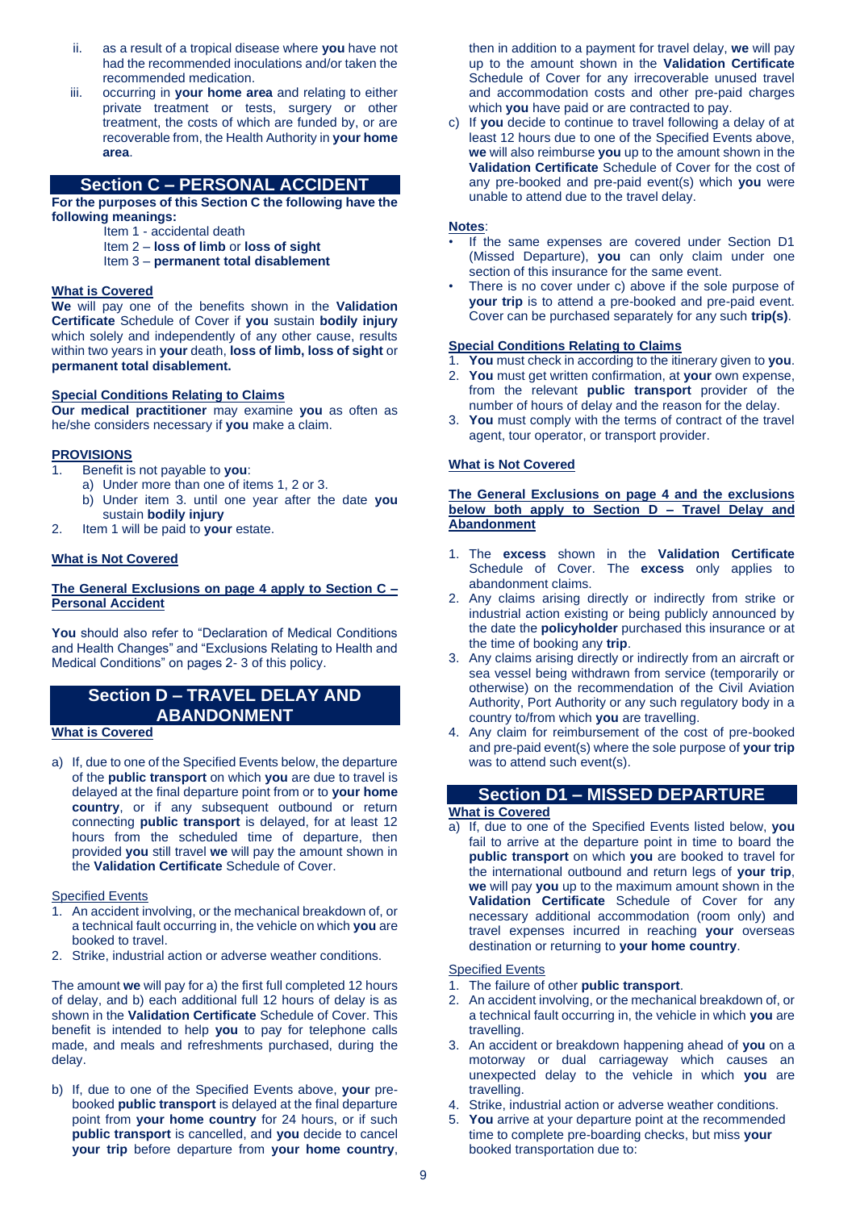ii. as a result of a tropical disease where **you** have not had the recommended inoculations and/or taken the recommended medication.

iii. occurring in **your home area** and relating to either private treatment or tests, surgery or other treatment, the costs of which are funded by, or are recoverable from, the Health Authority in **your home area**.

## Section C – PERSONAL ACCIDENT

**For the purposes of this Section C the following have the following meanings:**

Item 1 - accidental death
Item 2 – **loss of limb** or **loss of sight**
Item 3 – **permanent total disablement**

### What is Covered

**We** will pay one of the benefits shown in the **Validation Certificate** Schedule of Cover if **you** sustain **bodily injury** which solely and independently of any other cause, results within two years in **your** death, **loss of limb, loss of sight** or **permanent total disablement.**

### Special Conditions Relating to Claims

**Our medical practitioner** may examine **you** as often as he/she considers necessary if **you** make a claim.

### PROVISIONS

1. Benefit is not payable to **you**:
   a) Under more than one of items 1, 2 or 3.
   b) Under item 3. until one year after the date **you** sustain **bodily injury**
2. Item 1 will be paid to **your** estate.

### What is Not Covered

**The General Exclusions on page 4 apply to Section C – Personal Accident**

**You** should also refer to "Declaration of Medical Conditions and Health Changes" and "Exclusions Relating to Health and Medical Conditions" on pages 2- 3 of this policy.

## Section D – TRAVEL DELAY AND ABANDONMENT

### What is Covered

a) If, due to one of the Specified Events below, the departure of the **public transport** on which **you** are due to travel is delayed at the final departure point from or to **your home country**, or if any subsequent outbound or return connecting **public transport** is delayed, for at least 12 hours from the scheduled time of departure, then provided **you** still travel **we** will pay the amount shown in the **Validation Certificate** Schedule of Cover.

Specified Events

1. An accident involving, or the mechanical breakdown of, or a technical fault occurring in, the vehicle on which **you** are booked to travel.
2. Strike, industrial action or adverse weather conditions.

The amount **we** will pay for a) the first full completed 12 hours of delay, and b) each additional full 12 hours of delay is as shown in the **Validation Certificate** Schedule of Cover. This benefit is intended to help **you** to pay for telephone calls made, and meals and refreshments purchased, during the delay.

b) If, due to one of the Specified Events above, **your** pre-booked **public transport** is delayed at the final departure point from **your home country** for 24 hours, or if such **public transport** is cancelled, and **you** decide to cancel **your trip** before departure from **your home country**, then in addition to a payment for travel delay, **we** will pay up to the amount shown in the **Validation Certificate** Schedule of Cover for any irrecoverable unused travel and accommodation costs and other pre-paid charges which **you** have paid or are contracted to pay.

c) If **you** decide to continue to travel following a delay of at least 12 hours due to one of the Specified Events above, **we** will also reimburse **you** up to the amount shown in the **Validation Certificate** Schedule of Cover for the cost of any pre-booked and pre-paid event(s) which **you** were unable to attend due to the travel delay.

**Notes**:

- If the same expenses are covered under Section D1 (Missed Departure), **you** can only claim under one section of this insurance for the same event.
- There is no cover under c) above if the sole purpose of **your trip** is to attend a pre-booked and pre-paid event. Cover can be purchased separately for any such **trip(s)**.

### Special Conditions Relating to Claims

1. **You** must check in according to the itinerary given to **you**.
2. **You** must get written confirmation, at **your** own expense, from the relevant **public transport** provider of the number of hours of delay and the reason for the delay.
3. **You** must comply with the terms of contract of the travel agent, tour operator, or transport provider.

### What is Not Covered

**The General Exclusions on page 4 and the exclusions below both apply to Section D – Travel Delay and Abandonment**

1. The **excess** shown in the **Validation Certificate** Schedule of Cover. The **excess** only applies to abandonment claims.
2. Any claims arising directly or indirectly from strike or industrial action existing or being publicly announced by the date the **policyholder** purchased this insurance or at the time of booking any **trip**.
3. Any claims arising directly or indirectly from an aircraft or sea vessel being withdrawn from service (temporarily or otherwise) on the recommendation of the Civil Aviation Authority, Port Authority or any such regulatory body in a country to/from which **you** are travelling.
4. Any claim for reimbursement of the cost of pre-booked and pre-paid event(s) where the sole purpose of **your trip** was to attend such event(s).

## Section D1 – MISSED DEPARTURE

### What is Covered

a) If, due to one of the Specified Events listed below, **you** fail to arrive at the departure point in time to board the **public transport** on which **you** are booked to travel for the international outbound and return legs of **your trip**, **we** will pay **you** up to the maximum amount shown in the **Validation Certificate** Schedule of Cover for any necessary additional accommodation (room only) and travel expenses incurred in reaching **your** overseas destination or returning to **your home country**.

Specified Events

1. The failure of other **public transport**.
2. An accident involving, or the mechanical breakdown of, or a technical fault occurring in, the vehicle in which **you** are travelling.
3. An accident or breakdown happening ahead of **you** on a motorway or dual carriageway which causes an unexpected delay to the vehicle in which **you** are travelling.
4. Strike, industrial action or adverse weather conditions.
5. **You** arrive at your departure point at the recommended time to complete pre-boarding checks, but miss **your** booked transportation due to: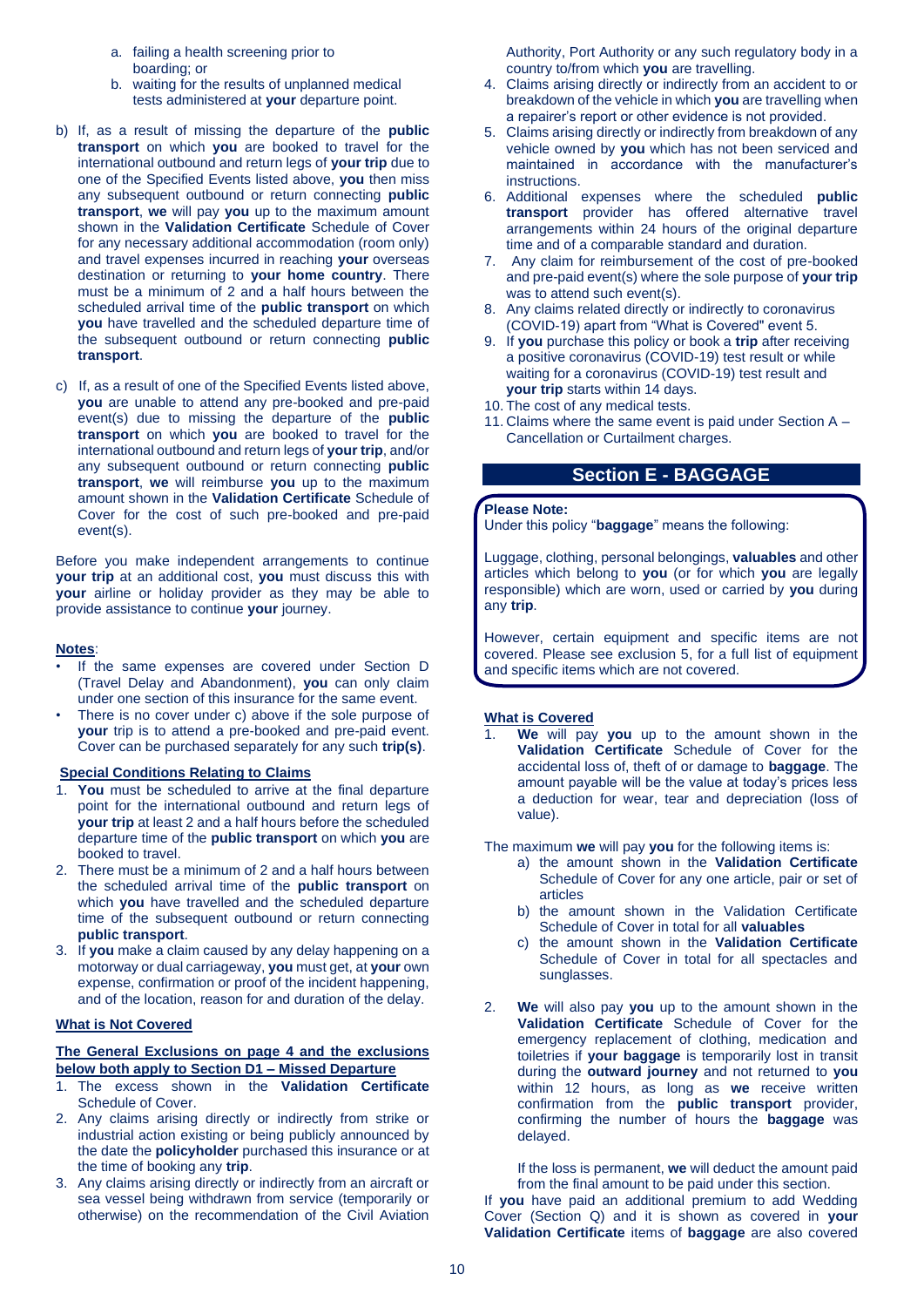a. failing a health screening prior to boarding; or
b. waiting for the results of unplanned medical tests administered at **your** departure point.

b) If, as a result of missing the departure of the **public transport** on which **you** are booked to travel for the international outbound and return legs of **your trip** due to one of the Specified Events listed above, **you** then miss any subsequent outbound or return connecting **public transport**, **we** will pay **you** up to the maximum amount shown in the **Validation Certificate** Schedule of Cover for any necessary additional accommodation (room only) and travel expenses incurred in reaching **your** overseas destination or returning to **your home country**. There must be a minimum of 2 and a half hours between the scheduled arrival time of the **public transport** on which **you** have travelled and the scheduled departure time of the subsequent outbound or return connecting **public transport**.

c) If, as a result of one of the Specified Events listed above, **you** are unable to attend any pre-booked and pre-paid event(s) due to missing the departure of the **public transport** on which **you** are booked to travel for the international outbound and return legs of **your trip**, and/or any subsequent outbound or return connecting **public transport**, **we** will reimburse **you** up to the maximum amount shown in the **Validation Certificate** Schedule of Cover for the cost of such pre-booked and pre-paid event(s).

Before you make independent arrangements to continue **your trip** at an additional cost, **you** must discuss this with **your** airline or holiday provider as they may be able to provide assistance to continue **your** journey.

**Notes**:

- If the same expenses are covered under Section D (Travel Delay and Abandonment), **you** can only claim under one section of this insurance for the same event.
- There is no cover under c) above if the sole purpose of **your** trip is to attend a pre-booked and pre-paid event. Cover can be purchased separately for any such **trip(s)**.

**Special Conditions Relating to Claims**

1. **You** must be scheduled to arrive at the final departure point for the international outbound and return legs of **your trip** at least 2 and a half hours before the scheduled departure time of the **public transport** on which **you** are booked to travel.
2. There must be a minimum of 2 and a half hours between the scheduled arrival time of the **public transport** on which **you** have travelled and the scheduled departure time of the subsequent outbound or return connecting **public transport**.
3. If **you** make a claim caused by any delay happening on a motorway or dual carriageway, **you** must get, at **your** own expense, confirmation or proof of the incident happening, and of the location, reason for and duration of the delay.

**What is Not Covered**

**The General Exclusions on page 4 and the exclusions below both apply to Section D1 – Missed Departure**

1. The excess shown in the **Validation Certificate** Schedule of Cover.
2. Any claims arising directly or indirectly from strike or industrial action existing or being publicly announced by the date the **policyholder** purchased this insurance or at the time of booking any **trip**.
3. Any claims arising directly or indirectly from an aircraft or sea vessel being withdrawn from service (temporarily or otherwise) on the recommendation of the Civil Aviation Authority, Port Authority or any such regulatory body in a country to/from which **you** are travelling.
4. Claims arising directly or indirectly from an accident to or breakdown of the vehicle in which **you** are travelling when a repairer's report or other evidence is not provided.
5. Claims arising directly or indirectly from breakdown of any vehicle owned by **you** which has not been serviced and maintained in accordance with the manufacturer's instructions.
6. Additional expenses where the scheduled **public transport** provider has offered alternative travel arrangements within 24 hours of the original departure time and of a comparable standard and duration.
7. Any claim for reimbursement of the cost of pre-booked and pre-paid event(s) where the sole purpose of **your trip** was to attend such event(s).
8. Any claims related directly or indirectly to coronavirus (COVID-19) apart from "What is Covered" event 5.
9. If **you** purchase this policy or book a **trip** after receiving a positive coronavirus (COVID-19) test result or while waiting for a coronavirus (COVID-19) test result and **your trip** starts within 14 days.
10. The cost of any medical tests.
11. Claims where the same event is paid under Section A – Cancellation or Curtailment charges.

## Section E - BAGGAGE

**Please Note:**
Under this policy "**baggage**" means the following:

Luggage, clothing, personal belongings, **valuables** and other articles which belong to **you** (or for which **you** are legally responsible) which are worn, used or carried by **you** during any **trip**.

However, certain equipment and specific items are not covered. Please see exclusion 5, for a full list of equipment and specific items which are not covered.

**What is Covered**

1. **We** will pay **you** up to the amount shown in the **Validation Certificate** Schedule of Cover for the accidental loss of, theft of or damage to **baggage**. The amount payable will be the value at today's prices less a deduction for wear, tear and depreciation (loss of value).

The maximum **we** will pay **you** for the following items is:

a) the amount shown in the **Validation Certificate** Schedule of Cover for any one article, pair or set of articles
b) the amount shown in the Validation Certificate Schedule of Cover in total for all **valuables**
c) the amount shown in the **Validation Certificate** Schedule of Cover in total for all spectacles and sunglasses.

2. **We** will also pay **you** up to the amount shown in the **Validation Certificate** Schedule of Cover for the emergency replacement of clothing, medication and toiletries if **your baggage** is temporarily lost in transit during the **outward journey** and not returned to **you** within 12 hours, as long as **we** receive written confirmation from the **public transport** provider, confirming the number of hours the **baggage** was delayed.

   If the loss is permanent, **we** will deduct the amount paid from the final amount to be paid under this section.

If **you** have paid an additional premium to add Wedding Cover (Section Q) and it is shown as covered in **your Validation Certificate** items of **baggage** are also covered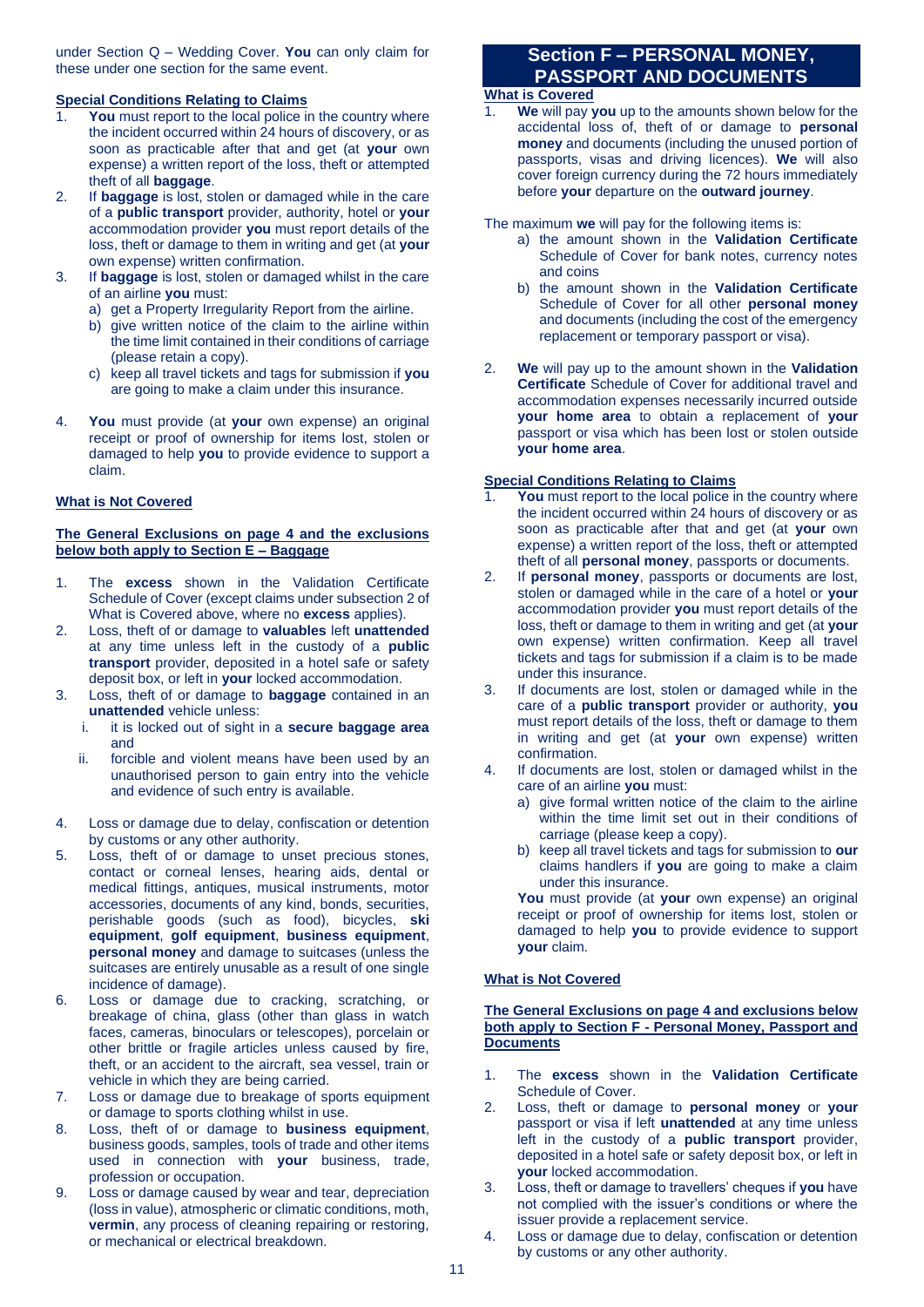under Section Q – Wedding Cover. **You** can only claim for these under one section for the same event.

**Special Conditions Relating to Claims**

1. **You** must report to the local police in the country where the incident occurred within 24 hours of discovery, or as soon as practicable after that and get (at **your** own expense) a written report of the loss, theft or attempted theft of all **baggage**.
2. If **baggage** is lost, stolen or damaged while in the care of a **public transport** provider, authority, hotel or **your** accommodation provider **you** must report details of the loss, theft or damage to them in writing and get (at **your** own expense) written confirmation.
3. If **baggage** is lost, stolen or damaged whilst in the care of an airline **you** must:
   a) get a Property Irregularity Report from the airline.
   b) give written notice of the claim to the airline within the time limit contained in their conditions of carriage (please retain a copy).
   c) keep all travel tickets and tags for submission if **you** are going to make a claim under this insurance.
4. **You** must provide (at **your** own expense) an original receipt or proof of ownership for items lost, stolen or damaged to help **you** to provide evidence to support a claim.

**What is Not Covered**

**The General Exclusions on page 4 and the exclusions below both apply to Section E – Baggage**

1. The **excess** shown in the Validation Certificate Schedule of Cover (except claims under subsection 2 of What is Covered above, where no **excess** applies).
2. Loss, theft of or damage to **valuables** left **unattended** at any time unless left in the custody of a **public transport** provider, deposited in a hotel safe or safety deposit box, or left in **your** locked accommodation.
3. Loss, theft of or damage to **baggage** contained in an **unattended** vehicle unless:
   i. it is locked out of sight in a **secure baggage area** and
   ii. forcible and violent means have been used by an unauthorised person to gain entry into the vehicle and evidence of such entry is available.
4. Loss or damage due to delay, confiscation or detention by customs or any other authority.
5. Loss, theft of or damage to unset precious stones, contact or corneal lenses, hearing aids, dental or medical fittings, antiques, musical instruments, motor accessories, documents of any kind, bonds, securities, perishable goods (such as food), bicycles, **ski equipment**, **golf equipment**, **business equipment**, **personal money** and damage to suitcases (unless the suitcases are entirely unusable as a result of one single incidence of damage).
6. Loss or damage due to cracking, scratching, or breakage of china, glass (other than glass in watch faces, cameras, binoculars or telescopes), porcelain or other brittle or fragile articles unless caused by fire, theft, or an accident to the aircraft, sea vessel, train or vehicle in which they are being carried.
7. Loss or damage due to breakage of sports equipment or damage to sports clothing whilst in use.
8. Loss, theft of or damage to **business equipment**, business goods, samples, tools of trade and other items used in connection with **your** business, trade, profession or occupation.
9. Loss or damage caused by wear and tear, depreciation (loss in value), atmospheric or climatic conditions, moth, **vermin**, any process of cleaning repairing or restoring, or mechanical or electrical breakdown.

## Section F – PERSONAL MONEY, PASSPORT AND DOCUMENTS

**What is Covered**

1. **We** will pay **you** up to the amounts shown below for the accidental loss of, theft of or damage to **personal money** and documents (including the unused portion of passports, visas and driving licences). **We** will also cover foreign currency during the 72 hours immediately before **your** departure on the **outward journey**.

The maximum **we** will pay for the following items is:

   a) the amount shown in the **Validation Certificate** Schedule of Cover for bank notes, currency notes and coins
   b) the amount shown in the **Validation Certificate** Schedule of Cover for all other **personal money** and documents (including the cost of the emergency replacement or temporary passport or visa).

2. **We** will pay up to the amount shown in the **Validation Certificate** Schedule of Cover for additional travel and accommodation expenses necessarily incurred outside **your home area** to obtain a replacement of **your** passport or visa which has been lost or stolen outside **your home area**.

**Special Conditions Relating to Claims**

1. **You** must report to the local police in the country where the incident occurred within 24 hours of discovery or as soon as practicable after that and get (at **your** own expense) a written report of the loss, theft or attempted theft of all **personal money**, passports or documents.
2. If **personal money**, passports or documents are lost, stolen or damaged while in the care of a hotel or **your** accommodation provider **you** must report details of the loss, theft or damage to them in writing and get (at **your** own expense) written confirmation. Keep all travel tickets and tags for submission if a claim is to be made under this insurance.
3. If documents are lost, stolen or damaged while in the care of a **public transport** provider or authority, **you** must report details of the loss, theft or damage to them in writing and get (at **your** own expense) written confirmation.
4. If documents are lost, stolen or damaged whilst in the care of an airline **you** must:
   a) give formal written notice of the claim to the airline within the time limit set out in their conditions of carriage (please keep a copy).
   b) keep all travel tickets and tags for submission to **our** claims handlers if **you** are going to make a claim under this insurance.

   **You** must provide (at **your** own expense) an original receipt or proof of ownership for items lost, stolen or damaged to help **you** to provide evidence to support **your** claim.

**What is Not Covered**

**The General Exclusions on page 4 and exclusions below both apply to Section F - Personal Money, Passport and Documents**

1. The **excess** shown in the **Validation Certificate** Schedule of Cover.
2. Loss, theft or damage to **personal money** or **your** passport or visa if left **unattended** at any time unless left in the custody of a **public transport** provider, deposited in a hotel safe or safety deposit box, or left in **your** locked accommodation.
3. Loss, theft or damage to travellers' cheques if **you** have not complied with the issuer's conditions or where the issuer provide a replacement service.
4. Loss or damage due to delay, confiscation or detention by customs or any other authority.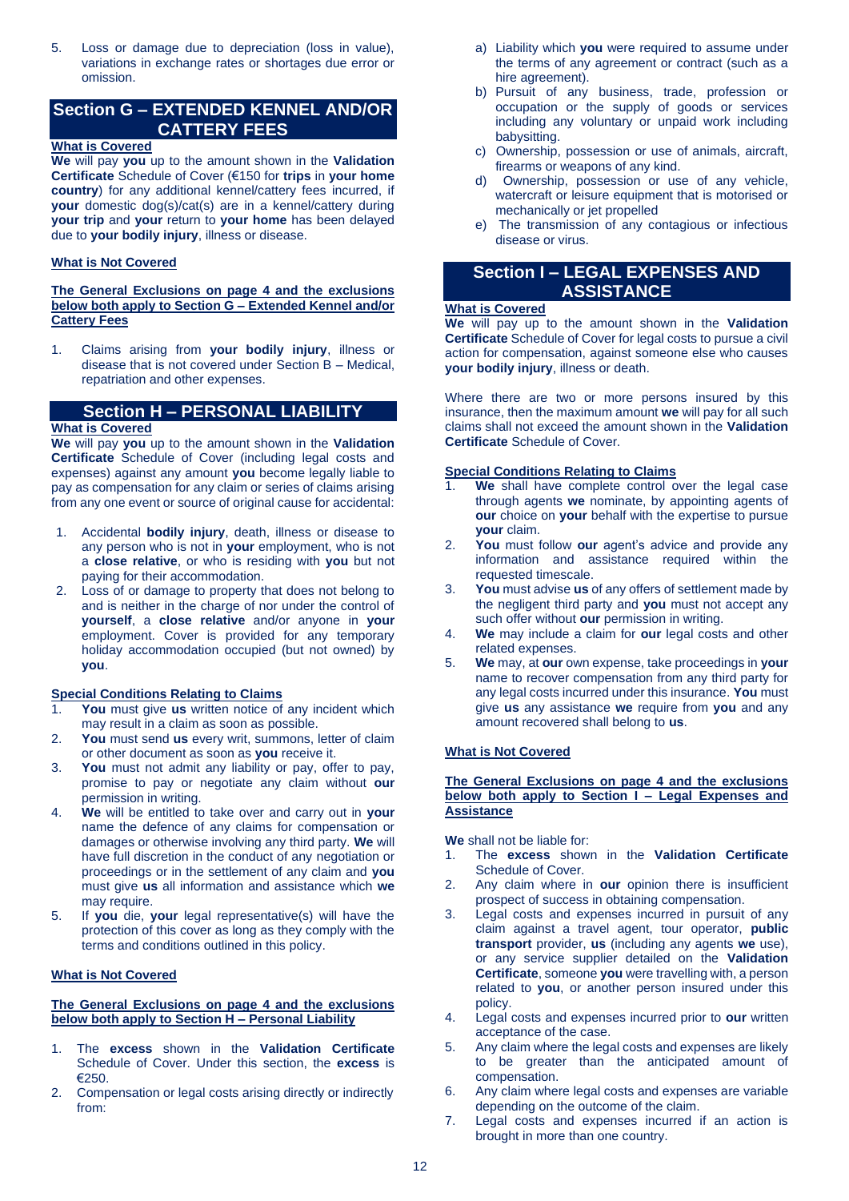5. Loss or damage due to depreciation (loss in value), variations in exchange rates or shortages due error or omission.

## Section G – EXTENDED KENNEL AND/OR CATTERY FEES

**What is Covered**

**We** will pay **you** up to the amount shown in the **Validation Certificate** Schedule of Cover (€150 for **trips** in **your home country**) for any additional kennel/cattery fees incurred, if **your** domestic dog(s)/cat(s) are in a kennel/cattery during **your trip** and **your** return to **your home** has been delayed due to **your bodily injury**, illness or disease.

**What is Not Covered**

**The General Exclusions on page 4 and the exclusions below both apply to Section G – Extended Kennel and/or Cattery Fees**

1. Claims arising from **your bodily injury**, illness or disease that is not covered under Section B – Medical, repatriation and other expenses.

## Section H – PERSONAL LIABILITY

**What is Covered**

**We** will pay **you** up to the amount shown in the **Validation Certificate** Schedule of Cover (including legal costs and expenses) against any amount **you** become legally liable to pay as compensation for any claim or series of claims arising from any one event or source of original cause for accidental:

1. Accidental **bodily injury**, death, illness or disease to any person who is not in **your** employment, who is not a **close relative**, or who is residing with **you** but not paying for their accommodation.
2. Loss of or damage to property that does not belong to and is neither in the charge of nor under the control of **yourself**, a **close relative** and/or anyone in **your** employment. Cover is provided for any temporary holiday accommodation occupied (but not owned) by **you**.

**Special Conditions Relating to Claims**

1. **You** must give **us** written notice of any incident which may result in a claim as soon as possible.
2. **You** must send **us** every writ, summons, letter of claim or other document as soon as **you** receive it.
3. **You** must not admit any liability or pay, offer to pay, promise to pay or negotiate any claim without **our** permission in writing.
4. **We** will be entitled to take over and carry out in **your** name the defence of any claims for compensation or damages or otherwise involving any third party. **We** will have full discretion in the conduct of any negotiation or proceedings or in the settlement of any claim and **you** must give **us** all information and assistance which **we** may require.
5. If **you** die, **your** legal representative(s) will have the protection of this cover as long as they comply with the terms and conditions outlined in this policy.

**What is Not Covered**

**The General Exclusions on page 4 and the exclusions below both apply to Section H – Personal Liability**

1. The **excess** shown in the **Validation Certificate** Schedule of Cover. Under this section, the **excess** is €250.
2. Compensation or legal costs arising directly or indirectly from:
   a) Liability which **you** were required to assume under the terms of any agreement or contract (such as a hire agreement).
   b) Pursuit of any business, trade, profession or occupation or the supply of goods or services including any voluntary or unpaid work including babysitting.
   c) Ownership, possession or use of animals, aircraft, firearms or weapons of any kind.
   d) Ownership, possession or use of any vehicle, watercraft or leisure equipment that is motorised or mechanically or jet propelled
   e) The transmission of any contagious or infectious disease or virus.

## Section I – LEGAL EXPENSES AND ASSISTANCE

**What is Covered**

**We** will pay up to the amount shown in the **Validation Certificate** Schedule of Cover for legal costs to pursue a civil action for compensation, against someone else who causes **your bodily injury**, illness or death.

Where there are two or more persons insured by this insurance, then the maximum amount **we** will pay for all such claims shall not exceed the amount shown in the **Validation Certificate** Schedule of Cover.

**Special Conditions Relating to Claims**

1. **We** shall have complete control over the legal case through agents **we** nominate, by appointing agents of **our** choice on **your** behalf with the expertise to pursue **your** claim.
2. **You** must follow **our** agent's advice and provide any information and assistance required within the requested timescale.
3. **You** must advise **us** of any offers of settlement made by the negligent third party and **you** must not accept any such offer without **our** permission in writing.
4. **We** may include a claim for **our** legal costs and other related expenses.
5. **We** may, at **our** own expense, take proceedings in **your** name to recover compensation from any third party for any legal costs incurred under this insurance. **You** must give **us** any assistance **we** require from **you** and any amount recovered shall belong to **us**.

**What is Not Covered**

**The General Exclusions on page 4 and the exclusions below both apply to Section I – Legal Expenses and Assistance**

**We** shall not be liable for:

1. The **excess** shown in the **Validation Certificate** Schedule of Cover.
2. Any claim where in **our** opinion there is insufficient prospect of success in obtaining compensation.
3. Legal costs and expenses incurred in pursuit of any claim against a travel agent, tour operator, **public transport** provider, **us** (including any agents **we** use), or any service supplier detailed on the **Validation Certificate**, someone **you** were travelling with, a person related to **you**, or another person insured under this policy.
4. Legal costs and expenses incurred prior to **our** written acceptance of the case.
5. Any claim where the legal costs and expenses are likely to be greater than the anticipated amount of compensation.
6. Any claim where legal costs and expenses are variable depending on the outcome of the claim.
7. Legal costs and expenses incurred if an action is brought in more than one country.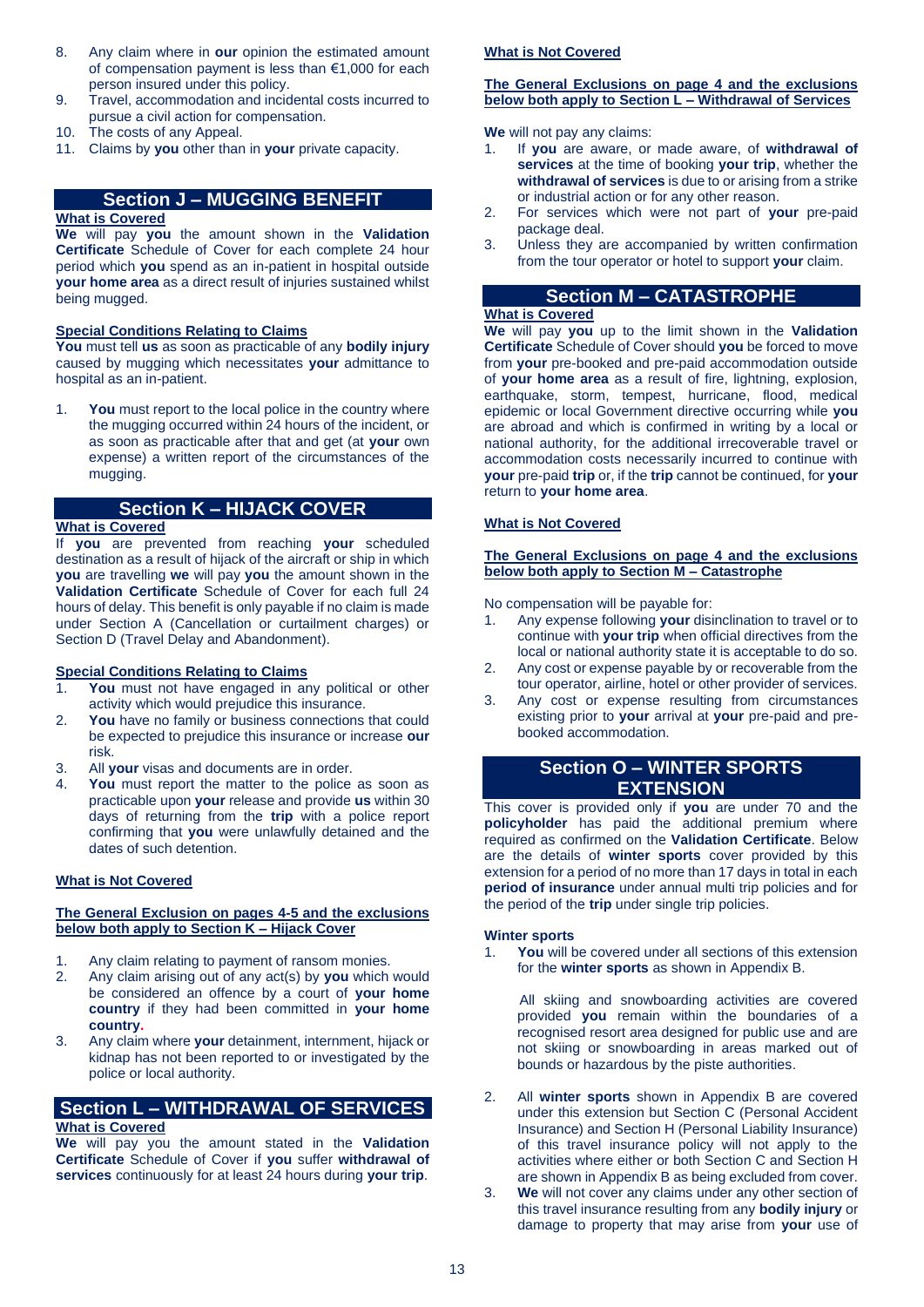8. Any claim where in **our** opinion the estimated amount of compensation payment is less than €1,000 for each person insured under this policy.
9. Travel, accommodation and incidental costs incurred to pursue a civil action for compensation.
10. The costs of any Appeal.
11. Claims by **you** other than in **your** private capacity.

## Section J – MUGGING BENEFIT

**What is Covered**

**We** will pay **you** the amount shown in the **Validation Certificate** Schedule of Cover for each complete 24 hour period which **you** spend as an in-patient in hospital outside **your home area** as a direct result of injuries sustained whilst being mugged.

**Special Conditions Relating to Claims**

**You** must tell **us** as soon as practicable of any **bodily injury** caused by mugging which necessitates **your** admittance to hospital as an in-patient.

1. **You** must report to the local police in the country where the mugging occurred within 24 hours of the incident, or as soon as practicable after that and get (at **your** own expense) a written report of the circumstances of the mugging.

## Section K – HIJACK COVER

**What is Covered**

If **you** are prevented from reaching **your** scheduled destination as a result of hijack of the aircraft or ship in which **you** are travelling **we** will pay **you** the amount shown in the **Validation Certificate** Schedule of Cover for each full 24 hours of delay. This benefit is only payable if no claim is made under Section A (Cancellation or curtailment charges) or Section D (Travel Delay and Abandonment).

**Special Conditions Relating to Claims**

1. **You** must not have engaged in any political or other activity which would prejudice this insurance.
2. **You** have no family or business connections that could be expected to prejudice this insurance or increase **our** risk.
3. All **your** visas and documents are in order.
4. **You** must report the matter to the police as soon as practicable upon **your** release and provide **us** within 30 days of returning from the **trip** with a police report confirming that **you** were unlawfully detained and the dates of such detention.

**What is Not Covered**

**The General Exclusion on pages 4-5 and the exclusions below both apply to Section K – Hijack Cover**

1. Any claim relating to payment of ransom monies.
2. Any claim arising out of any act(s) by **you** which would be considered an offence by a court of **your home country** if they had been committed in **your home country.**
3. Any claim where **your** detainment, internment, hijack or kidnap has not been reported to or investigated by the police or local authority.

## Section L – WITHDRAWAL OF SERVICES

**What is Covered**

**We** will pay you the amount stated in the **Validation Certificate** Schedule of Cover if **you** suffer **withdrawal of services** continuously for at least 24 hours during **your trip**.

**What is Not Covered**

**The General Exclusions on page 4 and the exclusions below both apply to Section L – Withdrawal of Services**

**We** will not pay any claims:

1. If **you** are aware, or made aware, of **withdrawal of services** at the time of booking **your trip**, whether the **withdrawal of services** is due to or arising from a strike or industrial action or for any other reason.
2. For services which were not part of **your** pre-paid package deal.
3. Unless they are accompanied by written confirmation from the tour operator or hotel to support **your** claim.

## Section M – CATASTROPHE

**What is Covered**

**We** will pay **you** up to the limit shown in the **Validation Certificate** Schedule of Cover should **you** be forced to move from **your** pre-booked and pre-paid accommodation outside of **your home area** as a result of fire, lightning, explosion, earthquake, storm, tempest, hurricane, flood, medical epidemic or local Government directive occurring while **you** are abroad and which is confirmed in writing by a local or national authority, for the additional irrecoverable travel or accommodation costs necessarily incurred to continue with **your** pre-paid **trip** or, if the **trip** cannot be continued, for **your** return to **your home area**.

**What is Not Covered**

**The General Exclusions on page 4 and the exclusions below both apply to Section M – Catastrophe**

No compensation will be payable for:

1. Any expense following **your** disinclination to travel or to continue with **your trip** when official directives from the local or national authority state it is acceptable to do so.
2. Any cost or expense payable by or recoverable from the tour operator, airline, hotel or other provider of services.
3. Any cost or expense resulting from circumstances existing prior to **your** arrival at **your** pre-paid and pre-booked accommodation.

## Section O – WINTER SPORTS EXTENSION

This cover is provided only if **you** are under 70 and the **policyholder** has paid the additional premium where required as confirmed on the **Validation Certificate**. Below are the details of **winter sports** cover provided by this extension for a period of no more than 17 days in total in each **period of insurance** under annual multi trip policies and for the period of the **trip** under single trip policies.

**Winter sports**

1. **You** will be covered under all sections of this extension for the **winter sports** as shown in Appendix B.

   All skiing and snowboarding activities are covered provided **you** remain within the boundaries of a recognised resort area designed for public use and are not skiing or snowboarding in areas marked out of bounds or hazardous by the piste authorities.

2. All **winter sports** shown in Appendix B are covered under this extension but Section C (Personal Accident Insurance) and Section H (Personal Liability Insurance) of this travel insurance policy will not apply to the activities where either or both Section C and Section H are shown in Appendix B as being excluded from cover.
3. **We** will not cover any claims under any other section of this travel insurance resulting from any **bodily injury** or damage to property that may arise from **your** use of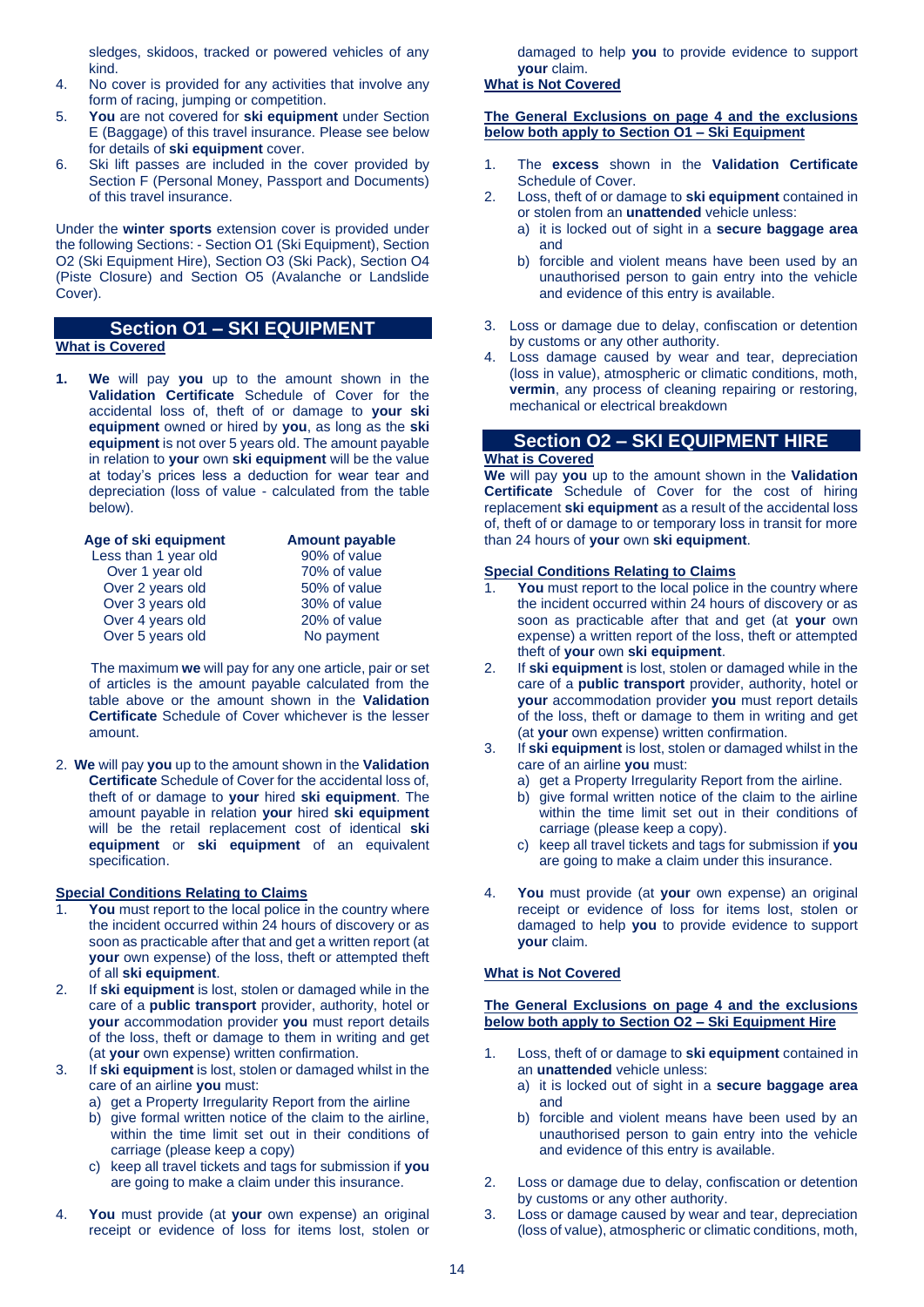sledges, skidoos, tracked or powered vehicles of any kind.

4. No cover is provided for any activities that involve any form of racing, jumping or competition.
5. **You** are not covered for **ski equipment** under Section E (Baggage) of this travel insurance. Please see below for details of **ski equipment** cover.
6. Ski lift passes are included in the cover provided by Section F (Personal Money, Passport and Documents) of this travel insurance.

Under the **winter sports** extension cover is provided under the following Sections: - Section O1 (Ski Equipment), Section O2 (Ski Equipment Hire), Section O3 (Ski Pack), Section O4 (Piste Closure) and Section O5 (Avalanche or Landslide Cover).

## Section O1 – SKI EQUIPMENT

**What is Covered**

1. **We** will pay **you** up to the amount shown in the **Validation Certificate** Schedule of Cover for the accidental loss of, theft of or damage to **your ski equipment** owned or hired by **you**, as long as the **ski equipment** is not over 5 years old. The amount payable in relation to **your** own **ski equipment** will be the value at today's prices less a deduction for wear tear and depreciation (loss of value - calculated from the table below).

| Age of ski equipment | Amount payable |
|---|---|
| Less than 1 year old | 90% of value |
| Over 1 year old | 70% of value |
| Over 2 years old | 50% of value |
| Over 3 years old | 30% of value |
| Over 4 years old | 20% of value |
| Over 5 years old | No payment |

The maximum **we** will pay for any one article, pair or set of articles is the amount payable calculated from the table above or the amount shown in the **Validation Certificate** Schedule of Cover whichever is the lesser amount.

2. **We** will pay **you** up to the amount shown in the **Validation Certificate** Schedule of Cover for the accidental loss of, theft of or damage to **your** hired **ski equipment**. The amount payable in relation **your** hired **ski equipment** will be the retail replacement cost of identical **ski equipment** or **ski equipment** of an equivalent specification.

**Special Conditions Relating to Claims**

1. **You** must report to the local police in the country where the incident occurred within 24 hours of discovery or as soon as practicable after that and get a written report (at **your** own expense) of the loss, theft or attempted theft of all **ski equipment**.
2. If **ski equipment** is lost, stolen or damaged while in the care of a **public transport** provider, authority, hotel or **your** accommodation provider **you** must report details of the loss, theft or damage to them in writing and get (at **your** own expense) written confirmation.
3. If **ski equipment** is lost, stolen or damaged whilst in the care of an airline **you** must:
   a) get a Property Irregularity Report from the airline
   b) give formal written notice of the claim to the airline, within the time limit set out in their conditions of carriage (please keep a copy)
   c) keep all travel tickets and tags for submission if **you** are going to make a claim under this insurance.
4. **You** must provide (at **your** own expense) an original receipt or evidence of loss for items lost, stolen or damaged to help **you** to provide evidence to support **your** claim.

**What is Not Covered**

**The General Exclusions on page 4 and the exclusions below both apply to Section O1 – Ski Equipment**

1. The **excess** shown in the **Validation Certificate** Schedule of Cover.
2. Loss, theft of or damage to **ski equipment** contained in or stolen from an **unattended** vehicle unless:
   a) it is locked out of sight in a **secure baggage area** and
   b) forcible and violent means have been used by an unauthorised person to gain entry into the vehicle and evidence of this entry is available.
3. Loss or damage due to delay, confiscation or detention by customs or any other authority.
4. Loss damage caused by wear and tear, depreciation (loss in value), atmospheric or climatic conditions, moth, **vermin**, any process of cleaning repairing or restoring, mechanical or electrical breakdown

## Section O2 – SKI EQUIPMENT HIRE

**What is Covered**

**We** will pay **you** up to the amount shown in the **Validation Certificate** Schedule of Cover for the cost of hiring replacement **ski equipment** as a result of the accidental loss of, theft of or damage to or temporary loss in transit for more than 24 hours of **your** own **ski equipment**.

**Special Conditions Relating to Claims**

1. **You** must report to the local police in the country where the incident occurred within 24 hours of discovery or as soon as practicable after that and get (at **your** own expense) a written report of the loss, theft or attempted theft of **your** own **ski equipment**.
2. If **ski equipment** is lost, stolen or damaged while in the care of a **public transport** provider, authority, hotel or **your** accommodation provider **you** must report details of the loss, theft or damage to them in writing and get (at **your** own expense) written confirmation.
3. If **ski equipment** is lost, stolen or damaged whilst in the care of an airline **you** must:
   a) get a Property Irregularity Report from the airline.
   b) give formal written notice of the claim to the airline within the time limit set out in their conditions of carriage (please keep a copy).
   c) keep all travel tickets and tags for submission if **you** are going to make a claim under this insurance.
4. **You** must provide (at **your** own expense) an original receipt or evidence of loss for items lost, stolen or damaged to help **you** to provide evidence to support **your** claim.

**What is Not Covered**

**The General Exclusions on page 4 and the exclusions below both apply to Section O2 – Ski Equipment Hire**

1. Loss, theft of or damage to **ski equipment** contained in an **unattended** vehicle unless:
   a) it is locked out of sight in a **secure baggage area** and
   b) forcible and violent means have been used by an unauthorised person to gain entry into the vehicle and evidence of this entry is available.
2. Loss or damage due to delay, confiscation or detention by customs or any other authority.
3. Loss or damage caused by wear and tear, depreciation (loss of value), atmospheric or climatic conditions, moth,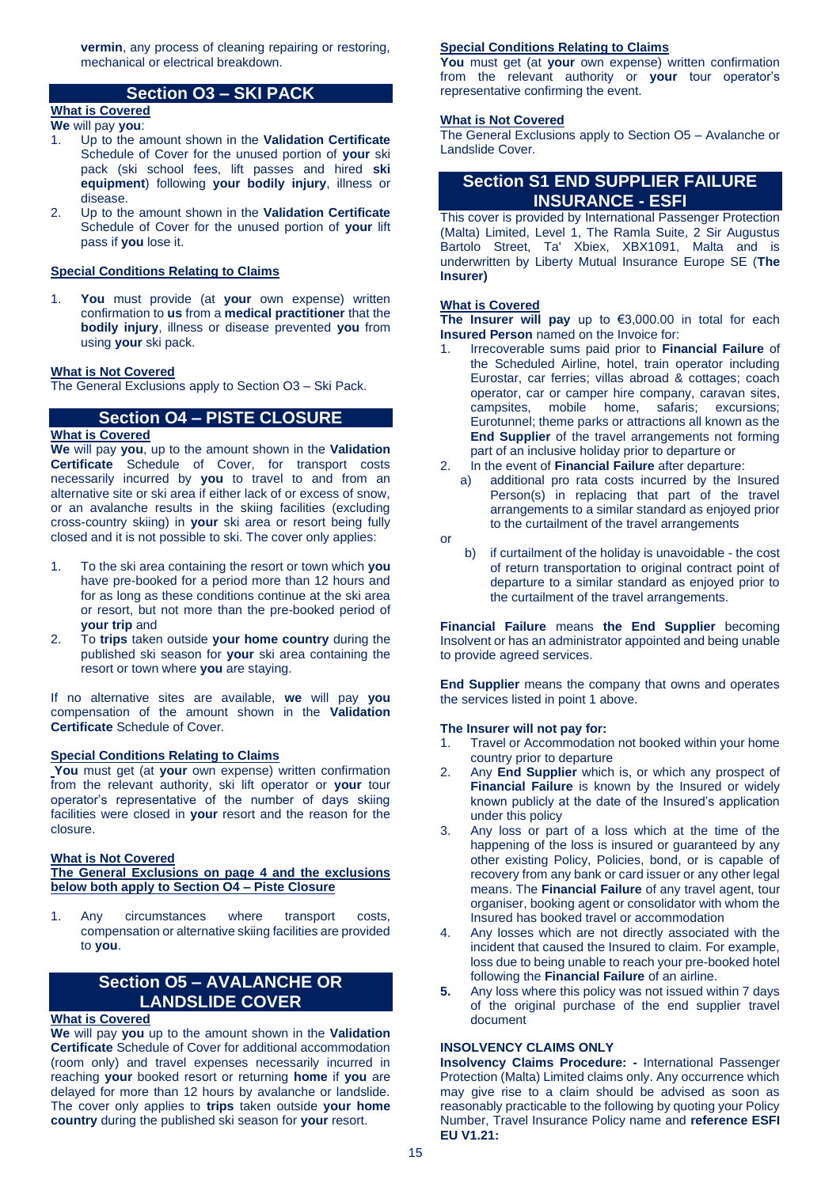**vermin**, any process of cleaning repairing or restoring, mechanical or electrical breakdown.

## Section O3 – SKI PACK

**What is Covered**

**We** will pay **you**:

1. Up to the amount shown in the **Validation Certificate** Schedule of Cover for the unused portion of **your** ski pack (ski school fees, lift passes and hired **ski equipment**) following **your bodily injury**, illness or disease.
2. Up to the amount shown in the **Validation Certificate** Schedule of Cover for the unused portion of **your** lift pass if **you** lose it.

**Special Conditions Relating to Claims**

1. **You** must provide (at **your** own expense) written confirmation to **us** from a **medical practitioner** that the **bodily injury**, illness or disease prevented **you** from using **your** ski pack.

**What is Not Covered**

The General Exclusions apply to Section O3 – Ski Pack.

## Section O4 – PISTE CLOSURE

**What is Covered**

**We** will pay **you**, up to the amount shown in the **Validation Certificate** Schedule of Cover, for transport costs necessarily incurred by **you** to travel to and from an alternative site or ski area if either lack of or excess of snow, or an avalanche results in the skiing facilities (excluding cross-country skiing) in **your** ski area or resort being fully closed and it is not possible to ski. The cover only applies:

1. To the ski area containing the resort or town which **you** have pre-booked for a period more than 12 hours and for as long as these conditions continue at the ski area or resort, but not more than the pre-booked period of **your trip** and
2. To **trips** taken outside **your home country** during the published ski season for **your** ski area containing the resort or town where **you** are staying.

If no alternative sites are available, **we** will pay **you** compensation of the amount shown in the **Validation Certificate** Schedule of Cover.

**Special Conditions Relating to Claims**

**You** must get (at **your** own expense) written confirmation from the relevant authority, ski lift operator or **your** tour operator's representative of the number of days skiing facilities were closed in **your** resort and the reason for the closure.

**What is Not Covered**

**The General Exclusions on page 4 and the exclusions below both apply to Section O4 – Piste Closure**

1. Any circumstances where transport costs, compensation or alternative skiing facilities are provided to **you**.

## Section O5 – AVALANCHE OR LANDSLIDE COVER

**What is Covered**

**We** will pay **you** up to the amount shown in the **Validation Certificate** Schedule of Cover for additional accommodation (room only) and travel expenses necessarily incurred in reaching **your** booked resort or returning **home** if **you** are delayed for more than 12 hours by avalanche or landslide. The cover only applies to **trips** taken outside **your home country** during the published ski season for **your** resort.

**Special Conditions Relating to Claims**

**You** must get (at **your** own expense) written confirmation from the relevant authority or **your** tour operator's representative confirming the event.

**What is Not Covered**

The General Exclusions apply to Section O5 – Avalanche or Landslide Cover.

## Section S1 END SUPPLIER FAILURE INSURANCE - ESFI

This cover is provided by International Passenger Protection (Malta) Limited, Level 1, The Ramla Suite, 2 Sir Augustus Bartolo Street, Ta' Xbiex, XBX1091, Malta and is underwritten by Liberty Mutual Insurance Europe SE (**The Insurer)**

**What is Covered**

**The Insurer will pay** up to €3,000.00 in total for each **Insured Person** named on the Invoice for:

1. Irrecoverable sums paid prior to **Financial Failure** of the Scheduled Airline, hotel, train operator including Eurostar, car ferries; villas abroad & cottages; coach operator, car or camper hire company, caravan sites, campsites, mobile home, safaris; excursions; Eurotunnel; theme parks or attractions all known as the **End Supplier** of the travel arrangements not forming part of an inclusive holiday prior to departure or
2. In the event of **Financial Failure** after departure:
   a) additional pro rata costs incurred by the Insured Person(s) in replacing that part of the travel arrangements to a similar standard as enjoyed prior to the curtailment of the travel arrangements

   or

   b) if curtailment of the holiday is unavoidable - the cost of return transportation to original contract point of departure to a similar standard as enjoyed prior to the curtailment of the travel arrangements.

**Financial Failure** means **the End Supplier** becoming Insolvent or has an administrator appointed and being unable to provide agreed services.

**End Supplier** means the company that owns and operates the services listed in point 1 above.

**The Insurer will not pay for:**

1. Travel or Accommodation not booked within your home country prior to departure
2. Any **End Supplier** which is, or which any prospect of **Financial Failure** is known by the Insured or widely known publicly at the date of the Insured's application under this policy
3. Any loss or part of a loss which at the time of the happening of the loss is insured or guaranteed by any other existing Policy, Policies, bond, or is capable of recovery from any bank or card issuer or any other legal means. The **Financial Failure** of any travel agent, tour organiser, booking agent or consolidator with whom the Insured has booked travel or accommodation
4. Any losses which are not directly associated with the incident that caused the Insured to claim. For example, loss due to being unable to reach your pre-booked hotel following the **Financial Failure** of an airline.
5. Any loss where this policy was not issued within 7 days of the original purchase of the end supplier travel document

**INSOLVENCY CLAIMS ONLY**

**Insolvency Claims Procedure: -** International Passenger Protection (Malta) Limited claims only. Any occurrence which may give rise to a claim should be advised as soon as reasonably practicable to the following by quoting your Policy Number, Travel Insurance Policy name and **reference ESFI EU V1.21:**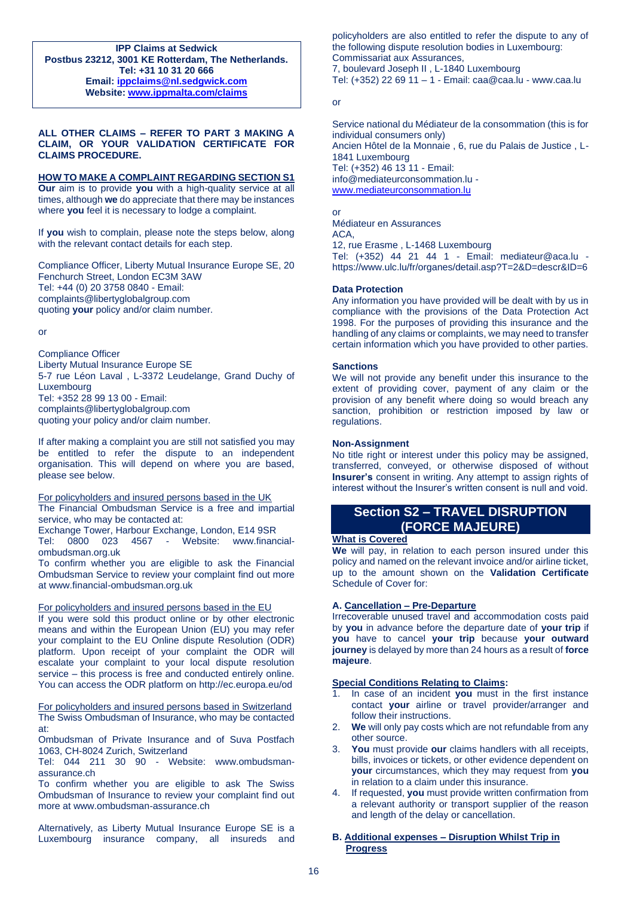**IPP Claims at Sedwick**
**Postbus 23212, 3001 KE Rotterdam, The Netherlands.**
**Tel: +31 10 31 20 666**
**Email: ippclaims@nl.sedgwick.com**
**Website: www.ippmalta.com/claims**

**ALL OTHER CLAIMS – REFER TO PART 3 MAKING A CLAIM, OR YOUR VALIDATION CERTIFICATE FOR CLAIMS PROCEDURE.**

**HOW TO MAKE A COMPLAINT REGARDING SECTION S1**

**Our** aim is to provide **you** with a high-quality service at all times, although **we** do appreciate that there may be instances where **you** feel it is necessary to lodge a complaint.

If **you** wish to complain, please note the steps below, along with the relevant contact details for each step.

Compliance Officer, Liberty Mutual Insurance Europe SE, 20 Fenchurch Street, London EC3M 3AW
Tel: +44 (0) 20 3758 0840 - Email: complaints@libertyglobalgroup.com
quoting **your** policy and/or claim number.

or

Compliance Officer
Liberty Mutual Insurance Europe SE
5-7 rue Léon Laval , L-3372 Leudelange, Grand Duchy of Luxembourg
Tel: +352 28 99 13 00 - Email: complaints@libertyglobalgroup.com
quoting your policy and/or claim number.

If after making a complaint you are still not satisfied you may be entitled to refer the dispute to an independent organisation. This will depend on where you are based, please see below.

For policyholders and insured persons based in the UK
The Financial Ombudsman Service is a free and impartial service, who may be contacted at:
Exchange Tower, Harbour Exchange, London, E14 9SR
Tel: 0800 023 4567 - Website: www.financial-ombudsman.org.uk
To confirm whether you are eligible to ask the Financial Ombudsman Service to review your complaint find out more at www.financial-ombudsman.org.uk

For policyholders and insured persons based in the EU
If you were sold this product online or by other electronic means and within the European Union (EU) you may refer your complaint to the EU Online dispute Resolution (ODR) platform. Upon receipt of your complaint the ODR will escalate your complaint to your local dispute resolution service – this process is free and conducted entirely online. You can access the ODR platform on http://ec.europa.eu/od

For policyholders and insured persons based in Switzerland
The Swiss Ombudsman of Insurance, who may be contacted at:
Ombudsman of Private Insurance and of Suva Postfach 1063, CH-8024 Zurich, Switzerland
Tel: 044 211 30 90 - Website: www.ombudsman-assurance.ch
To confirm whether you are eligible to ask The Swiss Ombudsman of Insurance to review your complaint find out more at www.ombudsman-assurance.ch

Alternatively, as Liberty Mutual Insurance Europe SE is a Luxembourg insurance company, all insureds and policyholders are also entitled to refer the dispute to any of the following dispute resolution bodies in Luxembourg:
Commissariat aux Assurances,
7, boulevard Joseph II , L-1840 Luxembourg
Tel: (+352) 22 69 11 – 1 - Email: caa@caa.lu - www.caa.lu

or

Service national du Médiateur de la consommation (this is for individual consumers only)
Ancien Hôtel de la Monnaie , 6, rue du Palais de Justice , L-1841 Luxembourg
Tel: (+352) 46 13 11 - Email: info@mediateurconsommation.lu - www.mediateurconsommation.lu

or
Médiateur en Assurances
ACA,
12, rue Erasme , L-1468 Luxembourg
Tel: (+352) 44 21 44 1 - Email: mediateur@aca.lu - https://www.ulc.lu/fr/organes/detail.asp?T=2&D=descr&ID=6

**Data Protection**
Any information you have provided will be dealt with by us in compliance with the provisions of the Data Protection Act 1998. For the purposes of providing this insurance and the handling of any claims or complaints, we may need to transfer certain information which you have provided to other parties.

**Sanctions**
We will not provide any benefit under this insurance to the extent of providing cover, payment of any claim or the provision of any benefit where doing so would breach any sanction, prohibition or restriction imposed by law or regulations.

**Non-Assignment**
No title right or interest under this policy may be assigned, transferred, conveyed, or otherwise disposed of without **Insurer's** consent in writing. Any attempt to assign rights of interest without the Insurer's written consent is null and void.

## Section S2 – TRAVEL DISRUPTION (FORCE MAJEURE)

**What is Covered**
**We** will pay, in relation to each person insured under this policy and named on the relevant invoice and/or airline ticket, up to the amount shown on the **Validation Certificate** Schedule of Cover for:

**A. Cancellation – Pre-Departure**
Irrecoverable unused travel and accommodation costs paid by **you** in advance before the departure date of **your trip** if **you** have to cancel **your trip** because **your outward journey** is delayed by more than 24 hours as a result of **force majeure**.

**Special Conditions Relating to Claims:**

1. In case of an incident **you** must in the first instance contact **your** airline or travel provider/arranger and follow their instructions.
2. **We** will only pay costs which are not refundable from any other source.
3. **You** must provide **our** claims handlers with all receipts, bills, invoices or tickets, or other evidence dependent on **your** circumstances, which they may request from **you** in relation to a claim under this insurance.
4. If requested, **you** must provide written confirmation from a relevant authority or transport supplier of the reason and length of the delay or cancellation.

**B. Additional expenses – Disruption Whilst Trip in Progress**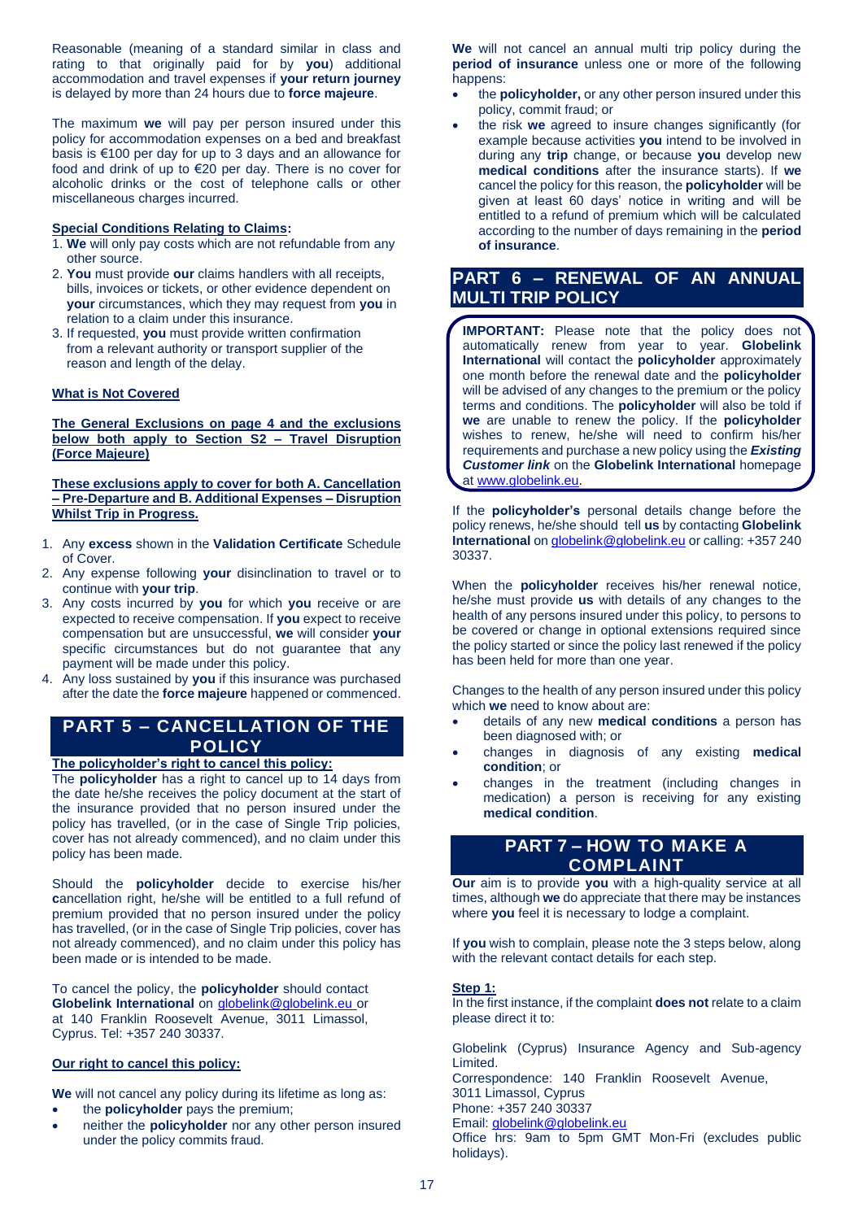Reasonable (meaning of a standard similar in class and rating to that originally paid for by **you**) additional accommodation and travel expenses if **your return journey** is delayed by more than 24 hours due to **force majeure**.

The maximum **we** will pay per person insured under this policy for accommodation expenses on a bed and breakfast basis is €100 per day for up to 3 days and an allowance for food and drink of up to €20 per day. There is no cover for alcoholic drinks or the cost of telephone calls or other miscellaneous charges incurred.

**Special Conditions Relating to Claims:**

1. **We** will only pay costs which are not refundable from any other source.
2. **You** must provide **our** claims handlers with all receipts, bills, invoices or tickets, or other evidence dependent on **your** circumstances, which they may request from **you** in relation to a claim under this insurance.
3. If requested, **you** must provide written confirmation from a relevant authority or transport supplier of the reason and length of the delay.

**What is Not Covered**

**The General Exclusions on page 4 and the exclusions below both apply to Section S2 – Travel Disruption (Force Majeure)**

**These exclusions apply to cover for both A. Cancellation – Pre-Departure and B. Additional Expenses – Disruption Whilst Trip in Progress.**

1. Any **excess** shown in the **Validation Certificate** Schedule of Cover.
2. Any expense following **your** disinclination to travel or to continue with **your trip**.
3. Any costs incurred by **you** for which **you** receive or are expected to receive compensation. If **you** expect to receive compensation but are unsuccessful, **we** will consider **your** specific circumstances but do not guarantee that any payment will be made under this policy.
4. Any loss sustained by **you** if this insurance was purchased after the date the **force majeure** happened or commenced.

## PART 5 – CANCELLATION OF THE POLICY

**The policyholder's right to cancel this policy:**

The **policyholder** has a right to cancel up to 14 days from the date he/she receives the policy document at the start of the insurance provided that no person insured under the policy has travelled, (or in the case of Single Trip policies, cover has not already commenced), and no claim under this policy has been made.

Should the **policyholder** decide to exercise his/her **c**ancellation right, he/she will be entitled to a full refund of premium provided that no person insured under the policy has travelled, (or in the case of Single Trip policies, cover has not already commenced), and no claim under this policy has been made or is intended to be made.

To cancel the policy, the **policyholder** should contact **Globelink International** on globelink@globelink.eu or at 140 Franklin Roosevelt Avenue, 3011 Limassol, Cyprus. Tel: +357 240 30337.

**Our right to cancel this policy:**

**We** will not cancel any policy during its lifetime as long as:

- the **policyholder** pays the premium;
- neither the **policyholder** nor any other person insured under the policy commits fraud.

**We** will not cancel an annual multi trip policy during the **period of insurance** unless one or more of the following happens:

- the **policyholder,** or any other person insured under this policy, commit fraud; or
- the risk **we** agreed to insure changes significantly (for example because activities **you** intend to be involved in during any **trip** change, or because **you** develop new **medical conditions** after the insurance starts). If **we** cancel the policy for this reason, the **policyholder** will be given at least 60 days' notice in writing and will be entitled to a refund of premium which will be calculated according to the number of days remaining in the **period of insurance**.

## PART 6 – RENEWAL OF AN ANNUAL MULTI TRIP POLICY

**IMPORTANT:** Please note that the policy does not automatically renew from year to year. **Globelink International** will contact the **policyholder** approximately one month before the renewal date and the **policyholder** will be advised of any changes to the premium or the policy terms and conditions. The **policyholder** will also be told if **we** are unable to renew the policy. If the **policyholder** wishes to renew, he/she will need to confirm his/her requirements and purchase a new policy using the ***Existing Customer link*** on the **Globelink International** homepage at www.globelink.eu.

If the **policyholder's** personal details change before the policy renews, he/she should tell **us** by contacting **Globelink International** on globelink@globelink.eu or calling: +357 240 30337.

When the **policyholder** receives his/her renewal notice, he/she must provide **us** with details of any changes to the health of any persons insured under this policy, to persons to be covered or change in optional extensions required since the policy started or since the policy last renewed if the policy has been held for more than one year.

Changes to the health of any person insured under this policy which **we** need to know about are:

- details of any new **medical conditions** a person has been diagnosed with; or
- changes in diagnosis of any existing **medical condition**; or
- changes in the treatment (including changes in medication) a person is receiving for any existing **medical condition**.

## PART 7 – HOW TO MAKE A COMPLAINT

**Our** aim is to provide **you** with a high-quality service at all times, although **we** do appreciate that there may be instances where **you** feel it is necessary to lodge a complaint.

If **you** wish to complain, please note the 3 steps below, along with the relevant contact details for each step.

**Step 1:**

In the first instance, if the complaint **does not** relate to a claim please direct it to:

Globelink (Cyprus) Insurance Agency and Sub-agency Limited.
Correspondence: 140 Franklin Roosevelt Avenue, 3011 Limassol, Cyprus
Phone: +357 240 30337
Email: globelink@globelink.eu
Office hrs: 9am to 5pm GMT Mon-Fri (excludes public holidays).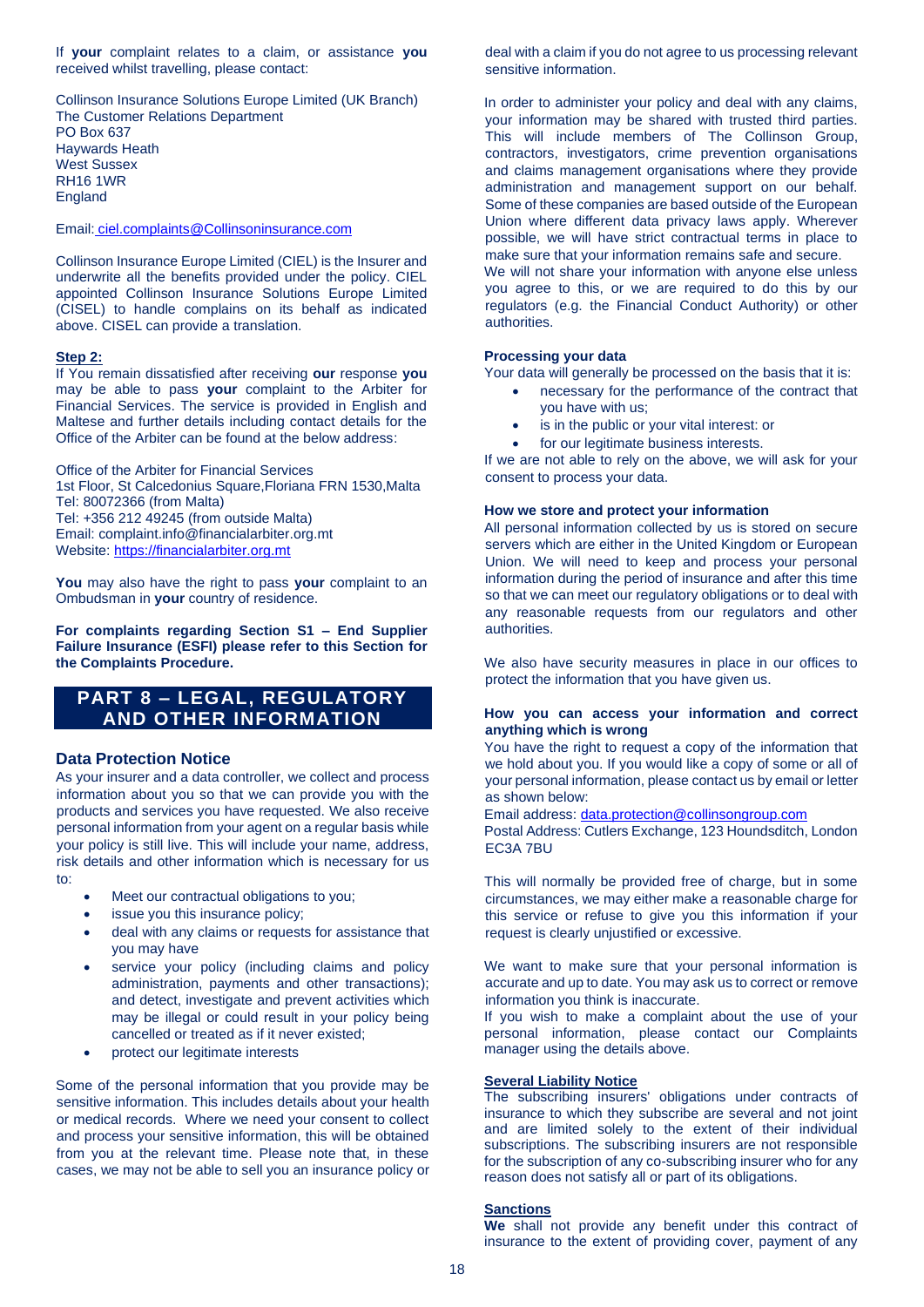If **your** complaint relates to a claim, or assistance **you** received whilst travelling, please contact:

Collinson Insurance Solutions Europe Limited (UK Branch)
The Customer Relations Department
PO Box 637
Haywards Heath
West Sussex
RH16 1WR
England

Email: ciel.complaints@Collinsoninsurance.com

Collinson Insurance Europe Limited (CIEL) is the Insurer and underwrite all the benefits provided under the policy. CIEL appointed Collinson Insurance Solutions Europe Limited (CISEL) to handle complains on its behalf as indicated above. CISEL can provide a translation.

**Step 2:**
If You remain dissatisfied after receiving **our** response **you** may be able to pass **your** complaint to the Arbiter for Financial Services. The service is provided in English and Maltese and further details including contact details for the Office of the Arbiter can be found at the below address:

Office of the Arbiter for Financial Services
1st Floor, St Calcedonius Square,Floriana FRN 1530,Malta
Tel: 80072366 (from Malta)
Tel: +356 212 49245 (from outside Malta)
Email: complaint.info@financialarbiter.org.mt
Website: https://financialarbiter.org.mt

**You** may also have the right to pass **your** complaint to an Ombudsman in **your** country of residence.

**For complaints regarding Section S1 – End Supplier Failure Insurance (ESFI) please refer to this Section for the Complaints Procedure.**

# PART 8 – LEGAL, REGULATORY AND OTHER INFORMATION

## Data Protection Notice

As your insurer and a data controller, we collect and process information about you so that we can provide you with the products and services you have requested. We also receive personal information from your agent on a regular basis while your policy is still live. This will include your name, address, risk details and other information which is necessary for us to:

- Meet our contractual obligations to you;
- issue you this insurance policy;
- deal with any claims or requests for assistance that you may have
- service your policy (including claims and policy administration, payments and other transactions); and detect, investigate and prevent activities which may be illegal or could result in your policy being cancelled or treated as if it never existed;
- protect our legitimate interests

Some of the personal information that you provide may be sensitive information. This includes details about your health or medical records. Where we need your consent to collect and process your sensitive information, this will be obtained from you at the relevant time. Please note that, in these cases, we may not be able to sell you an insurance policy or deal with a claim if you do not agree to us processing relevant sensitive information.

In order to administer your policy and deal with any claims, your information may be shared with trusted third parties. This will include members of The Collinson Group, contractors, investigators, crime prevention organisations and claims management organisations where they provide administration and management support on our behalf. Some of these companies are based outside of the European Union where different data privacy laws apply. Wherever possible, we will have strict contractual terms in place to make sure that your information remains safe and secure.
We will not share your information with anyone else unless you agree to this, or we are required to do this by our regulators (e.g. the Financial Conduct Authority) or other authorities.

**Processing your data**
Your data will generally be processed on the basis that it is:

- necessary for the performance of the contract that you have with us;
- is in the public or your vital interest: or
- for our legitimate business interests.

If we are not able to rely on the above, we will ask for your consent to process your data.

**How we store and protect your information**
All personal information collected by us is stored on secure servers which are either in the United Kingdom or European Union. We will need to keep and process your personal information during the period of insurance and after this time so that we can meet our regulatory obligations or to deal with any reasonable requests from our regulators and other authorities.

We also have security measures in place in our offices to protect the information that you have given us.

**How you can access your information and correct anything which is wrong**
You have the right to request a copy of the information that we hold about you. If you would like a copy of some or all of your personal information, please contact us by email or letter as shown below:
Email address: data.protection@collinsongroup.com
Postal Address: Cutlers Exchange, 123 Houndsditch, London EC3A 7BU

This will normally be provided free of charge, but in some circumstances, we may either make a reasonable charge for this service or refuse to give you this information if your request is clearly unjustified or excessive.

We want to make sure that your personal information is accurate and up to date. You may ask us to correct or remove information you think is inaccurate.
If you wish to make a complaint about the use of your personal information, please contact our Complaints manager using the details above.

**Several Liability Notice**
The subscribing insurers' obligations under contracts of insurance to which they subscribe are several and not joint and are limited solely to the extent of their individual subscriptions. The subscribing insurers are not responsible for the subscription of any co-subscribing insurer who for any reason does not satisfy all or part of its obligations.

**Sanctions**
**We** shall not provide any benefit under this contract of insurance to the extent of providing cover, payment of any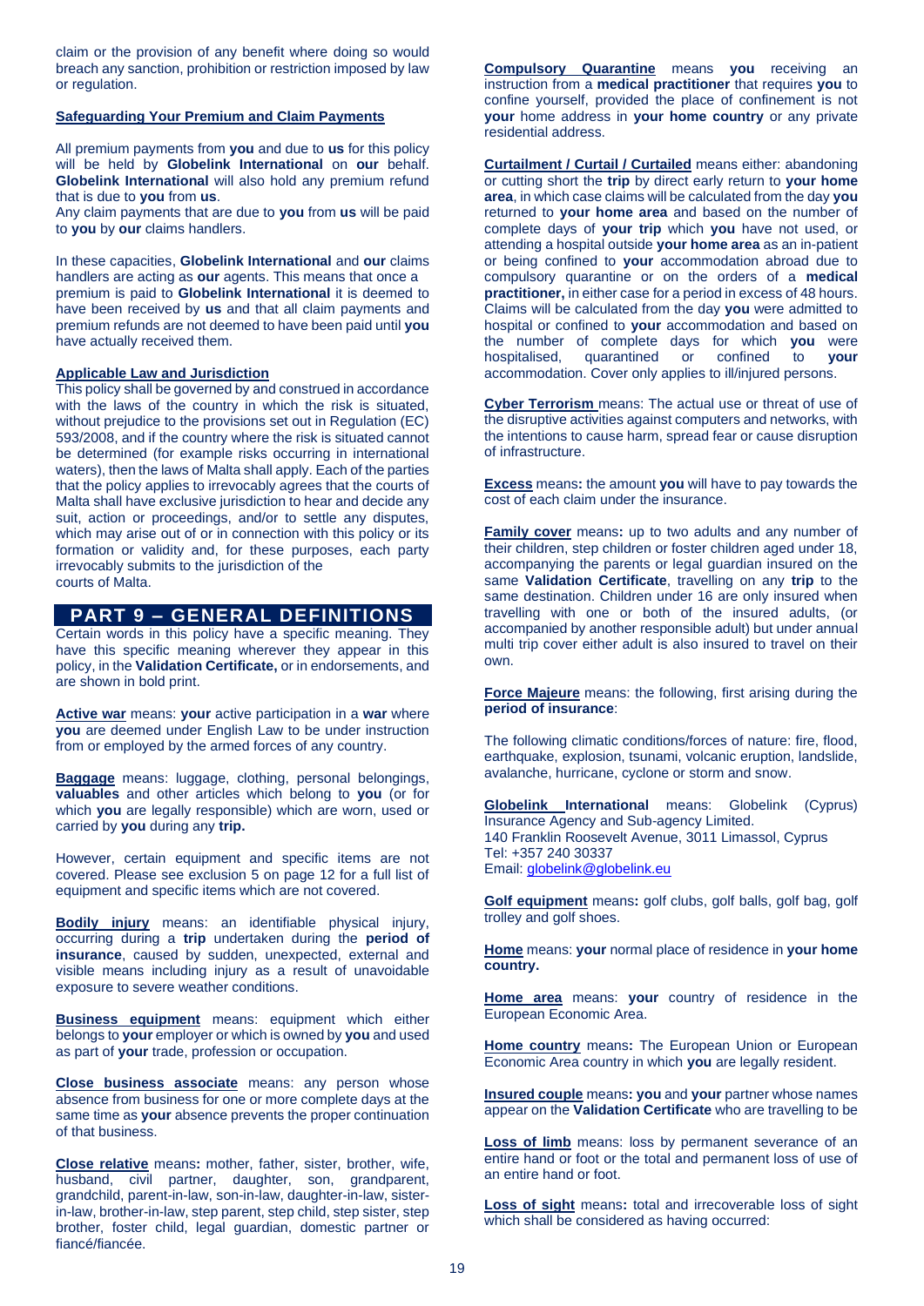claim or the provision of any benefit where doing so would breach any sanction, prohibition or restriction imposed by law or regulation.

**Safeguarding Your Premium and Claim Payments**

All premium payments from **you** and due to **us** for this policy will be held by **Globelink International** on **our** behalf. **Globelink International** will also hold any premium refund that is due to **you** from **us**.
Any claim payments that are due to **you** from **us** will be paid to **you** by **our** claims handlers.

In these capacities, **Globelink International** and **our** claims handlers are acting as **our** agents. This means that once a premium is paid to **Globelink International** it is deemed to have been received by **us** and that all claim payments and premium refunds are not deemed to have been paid until **you** have actually received them.

**Applicable Law and Jurisdiction**

This policy shall be governed by and construed in accordance with the laws of the country in which the risk is situated, without prejudice to the provisions set out in Regulation (EC) 593/2008, and if the country where the risk is situated cannot be determined (for example risks occurring in international waters), then the laws of Malta shall apply. Each of the parties that the policy applies to irrevocably agrees that the courts of Malta shall have exclusive jurisdiction to hear and decide any suit, action or proceedings, and/or to settle any disputes, which may arise out of or in connection with this policy or its formation or validity and, for these purposes, each party irrevocably submits to the jurisdiction of the courts of Malta.

## PART 9 – GENERAL DEFINITIONS

Certain words in this policy have a specific meaning. They have this specific meaning wherever they appear in this policy, in the **Validation Certificate,** or in endorsements, and are shown in bold print.

**Active war** means: **your** active participation in a **war** where **you** are deemed under English Law to be under instruction from or employed by the armed forces of any country.

**Baggage** means: luggage, clothing, personal belongings, **valuables** and other articles which belong to **you** (or for which **you** are legally responsible) which are worn, used or carried by **you** during any **trip.**

However, certain equipment and specific items are not covered. Please see exclusion 5 on page 12 for a full list of equipment and specific items which are not covered.

**Bodily injury** means: an identifiable physical injury, occurring during a **trip** undertaken during the **period of insurance**, caused by sudden, unexpected, external and visible means including injury as a result of unavoidable exposure to severe weather conditions.

**Business equipment** means: equipment which either belongs to **your** employer or which is owned by **you** and used as part of **your** trade, profession or occupation.

**Close business associate** means: any person whose absence from business for one or more complete days at the same time as **your** absence prevents the proper continuation of that business.

**Close relative** means**:** mother, father, sister, brother, wife, husband, civil partner, daughter, son, grandparent, grandchild, parent-in-law, son-in-law, daughter-in-law, sister-in-law, brother-in-law, step parent, step child, step sister, step brother, foster child, legal guardian, domestic partner or fiancé/fiancée.

**Compulsory Quarantine** means **you** receiving an instruction from a **medical practitioner** that requires **you** to confine yourself, provided the place of confinement is not **your** home address in **your home country** or any private residential address.

**Curtailment / Curtail / Curtailed** means either: abandoning or cutting short the **trip** by direct early return to **your home area**, in which case claims will be calculated from the day **you** returned to **your home area** and based on the number of complete days of **your trip** which **you** have not used, or attending a hospital outside **your home area** as an in-patient or being confined to **your** accommodation abroad due to compulsory quarantine or on the orders of a **medical practitioner,** in either case for a period in excess of 48 hours. Claims will be calculated from the day **you** were admitted to hospital or confined to **your** accommodation and based on the number of complete days for which **you** were hospitalised, quarantined or confined to **your** accommodation. Cover only applies to ill/injured persons.

**Cyber Terrorism** means: The actual use or threat of use of the disruptive activities against computers and networks, with the intentions to cause harm, spread fear or cause disruption of infrastructure.

**Excess** means**:** the amount **you** will have to pay towards the cost of each claim under the insurance.

**Family cover** means**:** up to two adults and any number of their children, step children or foster children aged under 18, accompanying the parents or legal guardian insured on the same **Validation Certificate**, travelling on any **trip** to the same destination. Children under 16 are only insured when travelling with one or both of the insured adults, (or accompanied by another responsible adult) but under annual multi trip cover either adult is also insured to travel on their own.

**Force Majeure** means: the following, first arising during the **period of insurance**:

The following climatic conditions/forces of nature: fire, flood, earthquake, explosion, tsunami, volcanic eruption, landslide, avalanche, hurricane, cyclone or storm and snow.

**Globelink International** means: Globelink (Cyprus) Insurance Agency and Sub-agency Limited.
140 Franklin Roosevelt Avenue, 3011 Limassol, Cyprus
Tel: +357 240 30337
Email: globelink@globelink.eu

**Golf equipment** means**:** golf clubs, golf balls, golf bag, golf trolley and golf shoes.

**Home** means: **your** normal place of residence in **your home country.**

**Home area** means: **your** country of residence in the European Economic Area.

**Home country** means**:** The European Union or European Economic Area country in which **you** are legally resident.

**Insured couple** means**: you** and **your** partner whose names appear on the **Validation Certificate** who are travelling to be

**Loss of limb** means: loss by permanent severance of an entire hand or foot or the total and permanent loss of use of an entire hand or foot.

**Loss of sight** means**:** total and irrecoverable loss of sight which shall be considered as having occurred: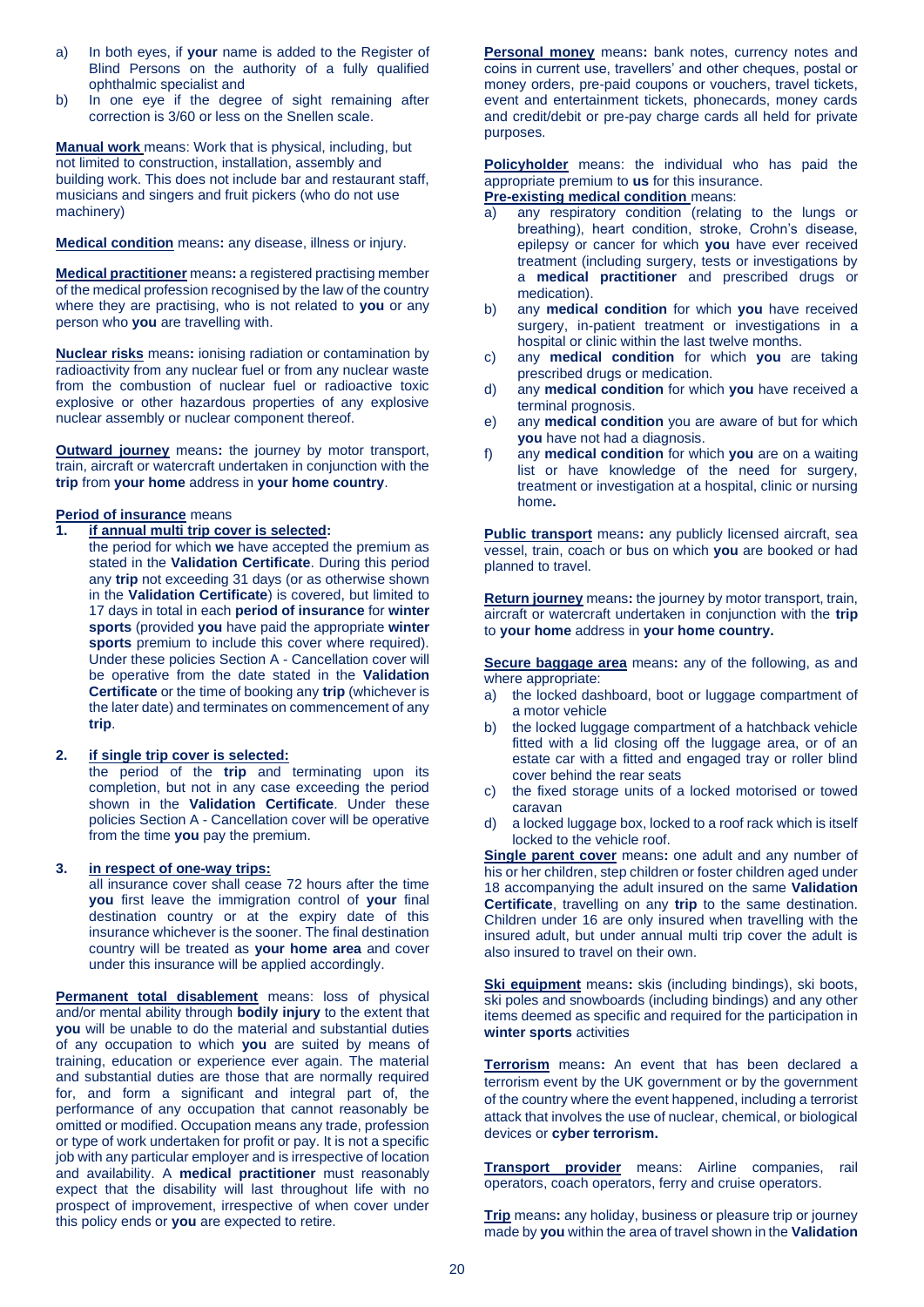a) In both eyes, if **your** name is added to the Register of Blind Persons on the authority of a fully qualified ophthalmic specialist and
b) In one eye if the degree of sight remaining after correction is 3/60 or less on the Snellen scale.

**Manual work** means: Work that is physical, including, but not limited to construction, installation, assembly and building work. This does not include bar and restaurant staff, musicians and singers and fruit pickers (who do not use machinery)

**Medical condition** means**:** any disease, illness or injury.

**Medical practitioner** means**:** a registered practising member of the medical profession recognised by the law of the country where they are practising, who is not related to **you** or any person who **you** are travelling with.

**Nuclear risks** means**:** ionising radiation or contamination by radioactivity from any nuclear fuel or from any nuclear waste from the combustion of nuclear fuel or radioactive toxic explosive or other hazardous properties of any explosive nuclear assembly or nuclear component thereof.

**Outward journey** means**:** the journey by motor transport, train, aircraft or watercraft undertaken in conjunction with the **trip** from **your home** address in **your home country**.

**Period of insurance** means

1. **if annual multi trip cover is selected:**
   the period for which **we** have accepted the premium as stated in the **Validation Certificate**. During this period any **trip** not exceeding 31 days (or as otherwise shown in the **Validation Certificate**) is covered, but limited to 17 days in total in each **period of insurance** for **winter sports** (provided **you** have paid the appropriate **winter sports** premium to include this cover where required). Under these policies Section A - Cancellation cover will be operative from the date stated in the **Validation Certificate** or the time of booking any **trip** (whichever is the later date) and terminates on commencement of any **trip**.

2. **if single trip cover is selected:**
   the period of the **trip** and terminating upon its completion, but not in any case exceeding the period shown in the **Validation Certificate**. Under these policies Section A - Cancellation cover will be operative from the time **you** pay the premium.

3. **in respect of one-way trips:**
   all insurance cover shall cease 72 hours after the time **you** first leave the immigration control of **your** final destination country or at the expiry date of this insurance whichever is the sooner. The final destination country will be treated as **your home area** and cover under this insurance will be applied accordingly.

**Permanent total disablement** means: loss of physical and/or mental ability through **bodily injury** to the extent that **you** will be unable to do the material and substantial duties of any occupation to which **you** are suited by means of training, education or experience ever again. The material and substantial duties are those that are normally required for, and form a significant and integral part of, the performance of any occupation that cannot reasonably be omitted or modified. Occupation means any trade, profession or type of work undertaken for profit or pay. It is not a specific job with any particular employer and is irrespective of location and availability. A **medical practitioner** must reasonably expect that the disability will last throughout life with no prospect of improvement, irrespective of when cover under this policy ends or **you** are expected to retire.

**Personal money** means**:** bank notes, currency notes and coins in current use, travellers' and other cheques, postal or money orders, pre-paid coupons or vouchers, travel tickets, event and entertainment tickets, phonecards, money cards and credit/debit or pre-pay charge cards all held for private purposes.

**Policyholder** means: the individual who has paid the appropriate premium to **us** for this insurance.

**Pre-existing medical condition** means:

a) any respiratory condition (relating to the lungs or breathing), heart condition, stroke, Crohn's disease, epilepsy or cancer for which **you** have ever received treatment (including surgery, tests or investigations by a **medical practitioner** and prescribed drugs or medication).
b) any **medical condition** for which **you** have received surgery, in-patient treatment or investigations in a hospital or clinic within the last twelve months.
c) any **medical condition** for which **you** are taking prescribed drugs or medication.
d) any **medical condition** for which **you** have received a terminal prognosis.
e) any **medical condition** you are aware of but for which **you** have not had a diagnosis.
f) any **medical condition** for which **you** are on a waiting list or have knowledge of the need for surgery, treatment or investigation at a hospital, clinic or nursing home**.**

**Public transport** means**:** any publicly licensed aircraft, sea vessel, train, coach or bus on which **you** are booked or had planned to travel.

**Return journey** means**:** the journey by motor transport, train, aircraft or watercraft undertaken in conjunction with the **trip** to **your home** address in **your home country.**

**Secure baggage area** means**:** any of the following, as and where appropriate:

a) the locked dashboard, boot or luggage compartment of a motor vehicle
b) the locked luggage compartment of a hatchback vehicle fitted with a lid closing off the luggage area, or of an estate car with a fitted and engaged tray or roller blind cover behind the rear seats
c) the fixed storage units of a locked motorised or towed caravan
d) a locked luggage box, locked to a roof rack which is itself locked to the vehicle roof.

**Single parent cover** means**:** one adult and any number of his or her children, step children or foster children aged under 18 accompanying the adult insured on the same **Validation Certificate**, travelling on any **trip** to the same destination. Children under 16 are only insured when travelling with the insured adult, but under annual multi trip cover the adult is also insured to travel on their own.

**Ski equipment** means**:** skis (including bindings), ski boots, ski poles and snowboards (including bindings) and any other items deemed as specific and required for the participation in **winter sports** activities

**Terrorism** means**:** An event that has been declared a terrorism event by the UK government or by the government of the country where the event happened, including a terrorist attack that involves the use of nuclear, chemical, or biological devices or **cyber terrorism.**

**Transport provider** means: Airline companies, rail operators, coach operators, ferry and cruise operators.

**Trip** means**:** any holiday, business or pleasure trip or journey made by **you** within the area of travel shown in the **Validation**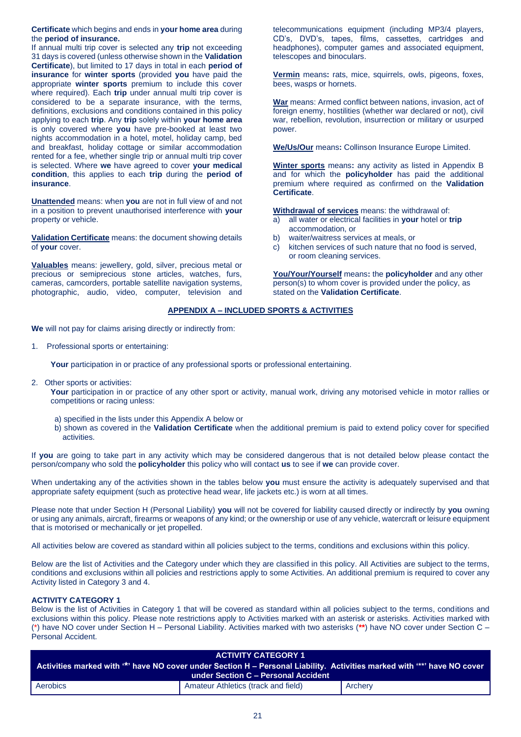**Certificate** which begins and ends in **your home area** during the **period of insurance.**

If annual multi trip cover is selected any **trip** not exceeding 31 days is covered (unless otherwise shown in the **Validation Certificate**), but limited to 17 days in total in each **period of insurance** for **winter sports** (provided **you** have paid the appropriate **winter sports** premium to include this cover where required). Each **trip** under annual multi trip cover is considered to be a separate insurance, with the terms, definitions, exclusions and conditions contained in this policy applying to each **trip**. Any **trip** solely within **your home area** is only covered where **you** have pre-booked at least two nights accommodation in a hotel, motel, holiday camp, bed and breakfast, holiday cottage or similar accommodation rented for a fee, whether single trip or annual multi trip cover is selected. Where **we** have agreed to cover **your medical condition**, this applies to each **trip** during the **period of insurance**.

**Unattended** means: when **you** are not in full view of and not in a position to prevent unauthorised interference with **your** property or vehicle.

**Validation Certificate** means: the document showing details of **your** cover.

**Valuables** means: jewellery, gold, silver, precious metal or precious or semiprecious stone articles, watches, furs, cameras, camcorders, portable satellite navigation systems, photographic, audio, video, computer, television and telecommunications equipment (including MP3/4 players, CD's, DVD's, tapes, films, cassettes, cartridges and headphones), computer games and associated equipment, telescopes and binoculars.

**Vermin** means**:** rats, mice, squirrels, owls, pigeons, foxes, bees, wasps or hornets.

**War** means: Armed conflict between nations, invasion, act of foreign enemy, hostilities (whether war declared or not), civil war, rebellion, revolution, insurrection or military or usurped power.

**We/Us/Our** means**:** Collinson Insurance Europe Limited.

**Winter sports** means**:** any activity as listed in Appendix B and for which the **policyholder** has paid the additional premium where required as confirmed on the **Validation Certificate**.

**Withdrawal of services** means: the withdrawal of:

a) all water or electrical facilities in **your** hotel or **trip** accommodation, or
b) waiter/waitress services at meals, or
c) kitchen services of such nature that no food is served, or room cleaning services.

**You/Your/Yourself** means**:** the **policyholder** and any other person(s) to whom cover is provided under the policy, as stated on the **Validation Certificate**.

## APPENDIX A – INCLUDED SPORTS & ACTIVITIES

**We** will not pay for claims arising directly or indirectly from:

1. Professional sports or entertaining:

   **Your** participation in or practice of any professional sports or professional entertaining.

2. Other sports or activities:

   **Your** participation in or practice of any other sport or activity, manual work, driving any motorised vehicle in motor rallies or competitions or racing unless:

   a) specified in the lists under this Appendix A below or
   b) shown as covered in the **Validation Certificate** when the additional premium is paid to extend policy cover for specified activities.

If **you** are going to take part in any activity which may be considered dangerous that is not detailed below please contact the person/company who sold the **policyholder** this policy who will contact **us** to see if **we** can provide cover.

When undertaking any of the activities shown in the tables below **you** must ensure the activity is adequately supervised and that appropriate safety equipment (such as protective head wear, life jackets etc.) is worn at all times.

Please note that under Section H (Personal Liability) **you** will not be covered for liability caused directly or indirectly by **you** owning or using any animals, aircraft, firearms or weapons of any kind; or the ownership or use of any vehicle, watercraft or leisure equipment that is motorised or mechanically or jet propelled.

All activities below are covered as standard within all policies subject to the terms, conditions and exclusions within this policy.

Below are the list of Activities and the Category under which they are classified in this policy. All Activities are subject to the terms, conditions and exclusions within all policies and restrictions apply to some Activities. An additional premium is required to cover any Activity listed in Category 3 and 4.

**ACTIVITY CATEGORY 1**

Below is the list of Activities in Category 1 that will be covered as standard within all policies subject to the terms, conditions and exclusions within this policy. Please note restrictions apply to Activities marked with an asterisk or asterisks. Activities marked with (*) have NO cover under Section H – Personal Liability. Activities marked with two asterisks (**) have NO cover under Section C – Personal Accident.

| ACTIVITY CATEGORY 1 Activities marked with '*' have NO cover under Section H – Personal Liability. Activities marked with '**' have NO cover under Section C – Personal Accident | | |
|---|---|---|
| Aerobics | Amateur Athletics (track and field) | Archery |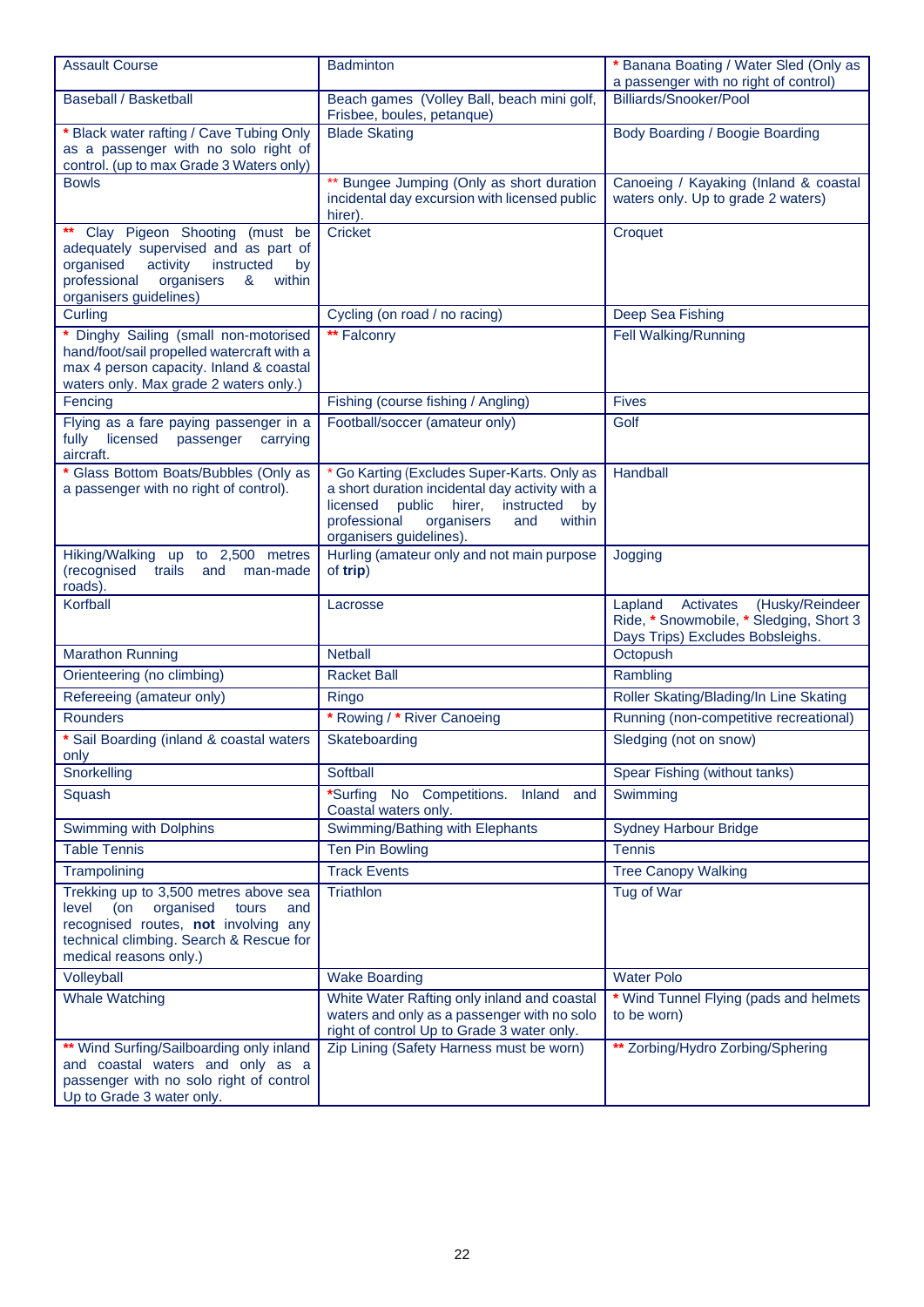| Assault Course | Badminton | * Banana Boating / Water Sled (Only as a passenger with no right of control) |
|---|---|---|
| Baseball / Basketball | Beach games (Volley Ball, beach mini golf, Frisbee, boules, petanque) | Billiards/Snooker/Pool |
| * Black water rafting / Cave Tubing Only as a passenger with no solo right of control. (up to max Grade 3 Waters only) | Blade Skating | Body Boarding / Boogie Boarding |
| Bowls | ** Bungee Jumping (Only as short duration incidental day excursion with licensed public hirer). | Canoeing / Kayaking (Inland & coastal waters only. Up to grade 2 waters) |
| ** Clay Pigeon Shooting (must be adequately supervised and as part of organised activity instructed by professional organisers & within organisers guidelines) | Cricket | Croquet |
| Curling | Cycling (on road / no racing) | Deep Sea Fishing |
| * Dinghy Sailing (small non-motorised hand/foot/sail propelled watercraft with a max 4 person capacity. Inland & coastal waters only. Max grade 2 waters only.) | ** Falconry | Fell Walking/Running |
| Fencing | Fishing (course fishing / Angling) | Fives |
| Flying as a fare paying passenger in a fully licensed passenger carrying aircraft. | Football/soccer (amateur only) | Golf |
| * Glass Bottom Boats/Bubbles (Only as a passenger with no right of control). | * Go Karting (Excludes Super-Karts. Only as a short duration incidental day activity with a licensed public hirer, instructed by professional organisers and within organisers guidelines). | Handball |
| Hiking/Walking up to 2,500 metres (recognised trails and man-made roads). | Hurling (amateur only and not main purpose of **trip**) | Jogging |
| Korfball | Lacrosse | Lapland Activates (Husky/Reindeer Ride, * Snowmobile, * Sledging, Short 3 Days Trips) Excludes Bobsleighs. |
| Marathon Running | Netball | Octopush |
| Orienteering (no climbing) | Racket Ball | Rambling |
| Refereeing (amateur only) | Ringo | Roller Skating/Blading/In Line Skating |
| Rounders | * Rowing / * River Canoeing | Running (non-competitive recreational) |
| * Sail Boarding (inland & coastal waters only | Skateboarding | Sledging (not on snow) |
| Snorkelling | Softball | Spear Fishing (without tanks) |
| Squash | *Surfing No Competitions. Inland and Coastal waters only. | Swimming |
| Swimming with Dolphins | Swimming/Bathing with Elephants | Sydney Harbour Bridge |
| Table Tennis | Ten Pin Bowling | Tennis |
| Trampolining | Track Events | Tree Canopy Walking |
| Trekking up to 3,500 metres above sea level (on organised tours and recognised routes, **not** involving any technical climbing. Search & Rescue for medical reasons only.) | Triathlon | Tug of War |
| Volleyball | Wake Boarding | Water Polo |
| Whale Watching | White Water Rafting only inland and coastal waters and only as a passenger with no solo right of control Up to Grade 3 water only. | * Wind Tunnel Flying (pads and helmets to be worn) |
| ** Wind Surfing/Sailboarding only inland and coastal waters and only as a passenger with no solo right of control Up to Grade 3 water only. | Zip Lining (Safety Harness must be worn) | ** Zorbing/Hydro Zorbing/Sphering |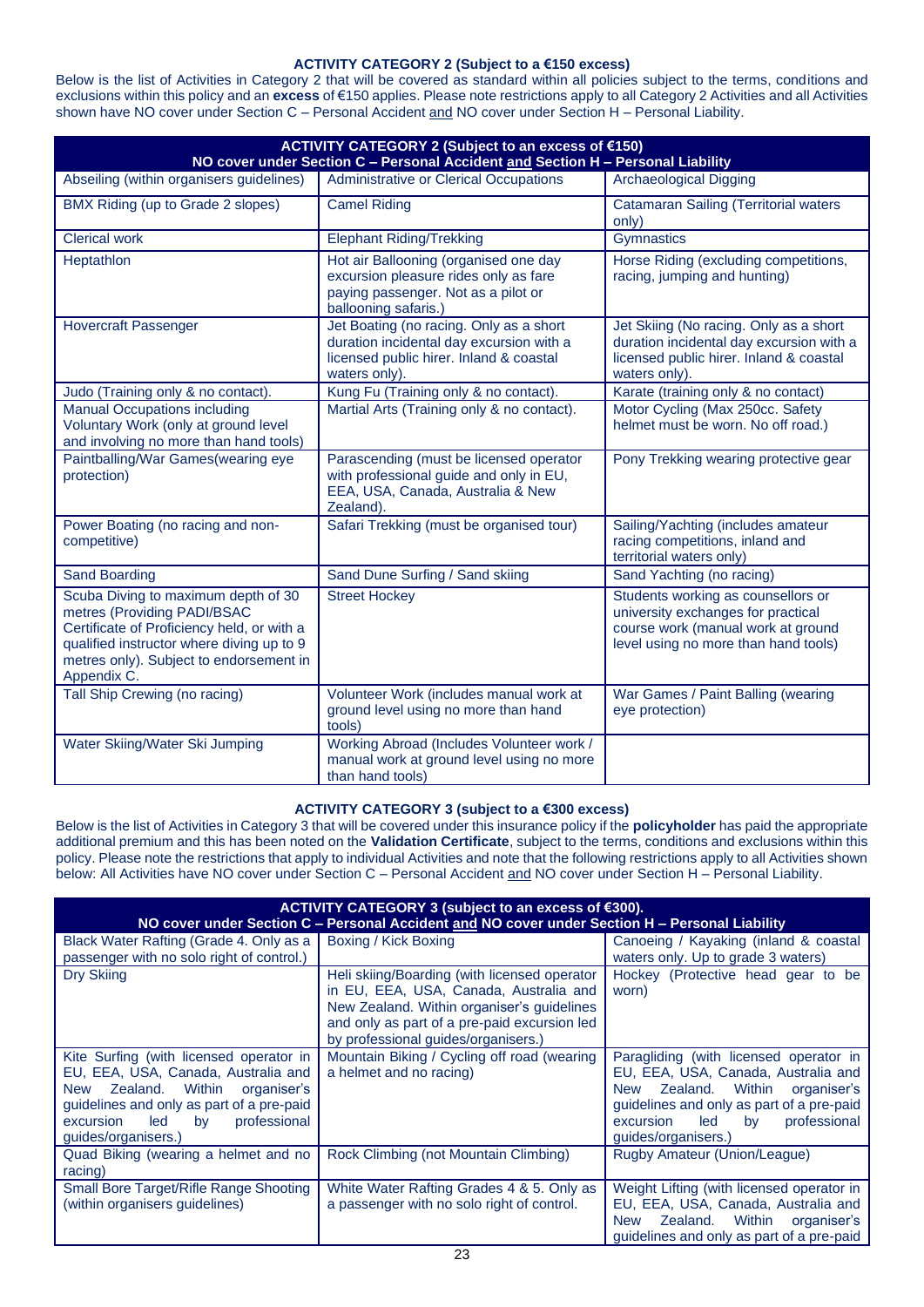**ACTIVITY CATEGORY 2 (Subject to a €150 excess)**

Below is the list of Activities in Category 2 that will be covered as standard within all policies subject to the terms, conditions and exclusions within this policy and an **excess** of €150 applies. Please note restrictions apply to all Category 2 Activities and all Activities shown have NO cover under Section C – Personal Accident and NO cover under Section H – Personal Liability.

| ACTIVITY CATEGORY 2 (Subject to an excess of €150) NO cover under Section C – Personal Accident and Section H – Personal Liability | | |
|---|---|---|
| Abseiling (within organisers guidelines) | Administrative or Clerical Occupations | Archaeological Digging |
| BMX Riding (up to Grade 2 slopes) | Camel Riding | Catamaran Sailing (Territorial waters only) |
| Clerical work | Elephant Riding/Trekking | Gymnastics |
| Heptathlon | Hot air Ballooning (organised one day excursion pleasure rides only as fare paying passenger. Not as a pilot or ballooning safaris.) | Horse Riding (excluding competitions, racing, jumping and hunting) |
| Hovercraft Passenger | Jet Boating (no racing. Only as a short duration incidental day excursion with a licensed public hirer. Inland & coastal waters only). | Jet Skiing (No racing. Only as a short duration incidental day excursion with a licensed public hirer. Inland & coastal waters only). |
| Judo (Training only & no contact). | Kung Fu (Training only & no contact). | Karate (training only & no contact) |
| Manual Occupations including Voluntary Work (only at ground level and involving no more than hand tools) | Martial Arts (Training only & no contact). | Motor Cycling (Max 250cc. Safety helmet must be worn. No off road.) |
| Paintballing/War Games(wearing eye protection) | Parascending (must be licensed operator with professional guide and only in EU, EEA, USA, Canada, Australia & New Zealand). | Pony Trekking wearing protective gear |
| Power Boating (no racing and non-competitive) | Safari Trekking (must be organised tour) | Sailing/Yachting (includes amateur racing competitions, inland and territorial waters only) |
| Sand Boarding | Sand Dune Surfing / Sand skiing | Sand Yachting (no racing) |
| Scuba Diving to maximum depth of 30 metres (Providing PADI/BSAC Certificate of Proficiency held, or with a qualified instructor where diving up to 9 metres only). Subject to endorsement in Appendix C. | Street Hockey | Students working as counsellors or university exchanges for practical course work (manual work at ground level using no more than hand tools) |
| Tall Ship Crewing (no racing) | Volunteer Work (includes manual work at ground level using no more than hand tools) | War Games / Paint Balling (wearing eye protection) |
| Water Skiing/Water Ski Jumping | Working Abroad (Includes Volunteer work / manual work at ground level using no more than hand tools) | |

**ACTIVITY CATEGORY 3 (subject to a €300 excess)**

Below is the list of Activities in Category 3 that will be covered under this insurance policy if the **policyholder** has paid the appropriate additional premium and this has been noted on the **Validation Certificate**, subject to the terms, conditions and exclusions within this policy. Please note the restrictions that apply to individual Activities and note that the following restrictions apply to all Activities shown below: All Activities have NO cover under Section C – Personal Accident and NO cover under Section H – Personal Liability.

| ACTIVITY CATEGORY 3 (subject to an excess of €300). NO cover under Section C – Personal Accident and NO cover under Section H – Personal Liability | | |
|---|---|---|
| Black Water Rafting (Grade 4. Only as a passenger with no solo right of control.) | Boxing / Kick Boxing | Canoeing / Kayaking (inland & coastal waters only. Up to grade 3 waters) |
| Dry Skiing | Heli skiing/Boarding (with licensed operator in EU, EEA, USA, Canada, Australia and New Zealand. Within organiser's guidelines and only as part of a pre-paid excursion led by professional guides/organisers.) | Hockey (Protective head gear to be worn) |
| Kite Surfing (with licensed operator in EU, EEA, USA, Canada, Australia and New Zealand. Within organiser's guidelines and only as part of a pre-paid excursion led by professional guides/organisers.) | Mountain Biking / Cycling off road (wearing a helmet and no racing) | Paragliding (with licensed operator in EU, EEA, USA, Canada, Australia and New Zealand. Within organiser's guidelines and only as part of a pre-paid excursion led by professional guides/organisers.) |
| Quad Biking (wearing a helmet and no racing) | Rock Climbing (not Mountain Climbing) | Rugby Amateur (Union/League) |
| Small Bore Target/Rifle Range Shooting (within organisers guidelines) | White Water Rafting Grades 4 & 5. Only as a passenger with no solo right of control. | Weight Lifting (with licensed operator in EU, EEA, USA, Canada, Australia and New Zealand. Within organiser's guidelines and only as part of a pre-paid |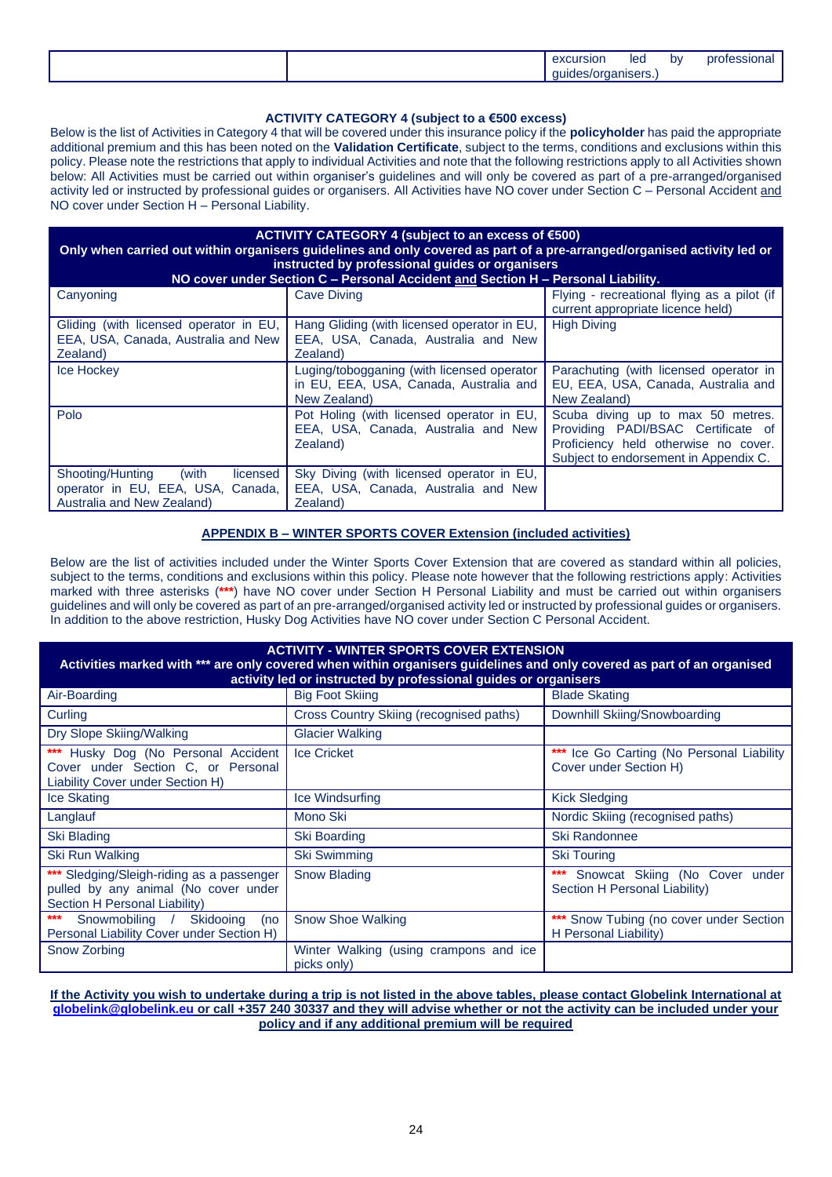| | | excursion led by professional guides/organisers.) |
|---|---|---|

**ACTIVITY CATEGORY 4 (subject to a €500 excess)**

Below is the list of Activities in Category 4 that will be covered under this insurance policy if the **policyholder** has paid the appropriate additional premium and this has been noted on the **Validation Certificate**, subject to the terms, conditions and exclusions within this policy. Please note the restrictions that apply to individual Activities and note that the following restrictions apply to all Activities shown below: All Activities must be carried out within organiser's guidelines and will only be covered as part of a pre-arranged/organised activity led or instructed by professional guides or organisers. All Activities have NO cover under Section C – Personal Accident and NO cover under Section H – Personal Liability.

| **ACTIVITY CATEGORY 4 (subject to an excess of €500) Only when carried out within organisers guidelines and only covered as part of a pre-arranged/organised activity led or instructed by professional guides or organisers NO cover under Section C – Personal Accident and Section H – Personal Liability.** | | |
|---|---|---|
| Canyoning | Cave Diving | Flying - recreational flying as a pilot (if current appropriate licence held) |
| Gliding (with licensed operator in EU, EEA, USA, Canada, Australia and New Zealand) | Hang Gliding (with licensed operator in EU, EEA, USA, Canada, Australia and New Zealand) | High Diving |
| Ice Hockey | Luging/tobogganing (with licensed operator in EU, EEA, USA, Canada, Australia and New Zealand) | Parachuting (with licensed operator in EU, EEA, USA, Canada, Australia and New Zealand) |
| Polo | Pot Holing (with licensed operator in EU, EEA, USA, Canada, Australia and New Zealand) | Scuba diving up to max 50 metres. Providing PADI/BSAC Certificate of Proficiency held otherwise no cover. Subject to endorsement in Appendix C. |
| Shooting/Hunting (with licensed operator in EU, EEA, USA, Canada, Australia and New Zealand) | Sky Diving (with licensed operator in EU, EEA, USA, Canada, Australia and New Zealand) | |

## APPENDIX B – WINTER SPORTS COVER Extension (included activities)

Below are the list of activities included under the Winter Sports Cover Extension that are covered as standard within all policies, subject to the terms, conditions and exclusions within this policy. Please note however that the following restrictions apply: Activities marked with three asterisks (***) have NO cover under Section H Personal Liability and must be carried out within organisers guidelines and will only be covered as part of an pre-arranged/organised activity led or instructed by professional guides or organisers. In addition to the above restriction, Husky Dog Activities have NO cover under Section C Personal Accident.

| **ACTIVITY - WINTER SPORTS COVER EXTENSION Activities marked with *** are only covered when within organisers guidelines and only covered as part of an organised activity led or instructed by professional guides or organisers** | | |
|---|---|---|
| Air-Boarding | Big Foot Skiing | Blade Skating |
| Curling | Cross Country Skiing (recognised paths) | Downhill Skiing/Snowboarding |
| Dry Slope Skiing/Walking | Glacier Walking | |
| *** Husky Dog (No Personal Accident Cover under Section C, or Personal Liability Cover under Section H) | Ice Cricket | *** Ice Go Carting (No Personal Liability Cover under Section H) |
| Ice Skating | Ice Windsurfing | Kick Sledging |
| Langlauf | Mono Ski | Nordic Skiing (recognised paths) |
| Ski Blading | Ski Boarding | Ski Randonnee |
| Ski Run Walking | Ski Swimming | Ski Touring |
| *** Sledging/Sleigh-riding as a passenger pulled by any animal (No cover under Section H Personal Liability) | Snow Blading | *** Snowcat Skiing (No Cover under Section H Personal Liability) |
| *** Snowmobiling / Skidooing (no Personal Liability Cover under Section H) | Snow Shoe Walking | *** Snow Tubing (no cover under Section H Personal Liability) |
| Snow Zorbing | Winter Walking (using crampons and ice picks only) | |

**If the Activity you wish to undertake during a trip is not listed in the above tables, please contact Globelink International at globelink@globelink.eu or call +357 240 30337 and they will advise whether or not the activity can be included under your policy and if any additional premium will be required**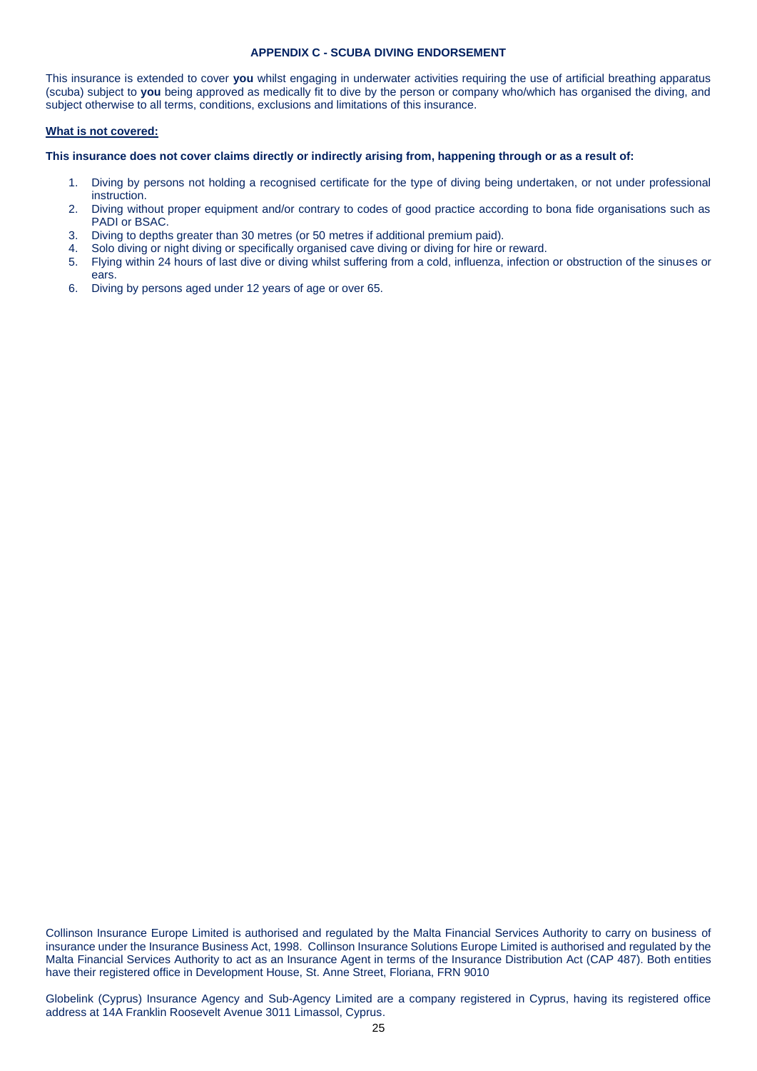## APPENDIX C - SCUBA DIVING ENDORSEMENT

This insurance is extended to cover **you** whilst engaging in underwater activities requiring the use of artificial breathing apparatus (scuba) subject to **you** being approved as medically fit to dive by the person or company who/which has organised the diving, and subject otherwise to all terms, conditions, exclusions and limitations of this insurance.

**What is not covered:**

**This insurance does not cover claims directly or indirectly arising from, happening through or as a result of:**

1. Diving by persons not holding a recognised certificate for the type of diving being undertaken, or not under professional instruction.
2. Diving without proper equipment and/or contrary to codes of good practice according to bona fide organisations such as PADI or BSAC.
3. Diving to depths greater than 30 metres (or 50 metres if additional premium paid).
4. Solo diving or night diving or specifically organised cave diving or diving for hire or reward.
5. Flying within 24 hours of last dive or diving whilst suffering from a cold, influenza, infection or obstruction of the sinuses or ears.
6. Diving by persons aged under 12 years of age or over 65.

Collinson Insurance Europe Limited is authorised and regulated by the Malta Financial Services Authority to carry on business of insurance under the Insurance Business Act, 1998. Collinson Insurance Solutions Europe Limited is authorised and regulated by the Malta Financial Services Authority to act as an Insurance Agent in terms of the Insurance Distribution Act (CAP 487). Both entities have their registered office in Development House, St. Anne Street, Floriana, FRN 9010

Globelink (Cyprus) Insurance Agency and Sub-Agency Limited are a company registered in Cyprus, having its registered office address at 14A Franklin Roosevelt Avenue 3011 Limassol, Cyprus.